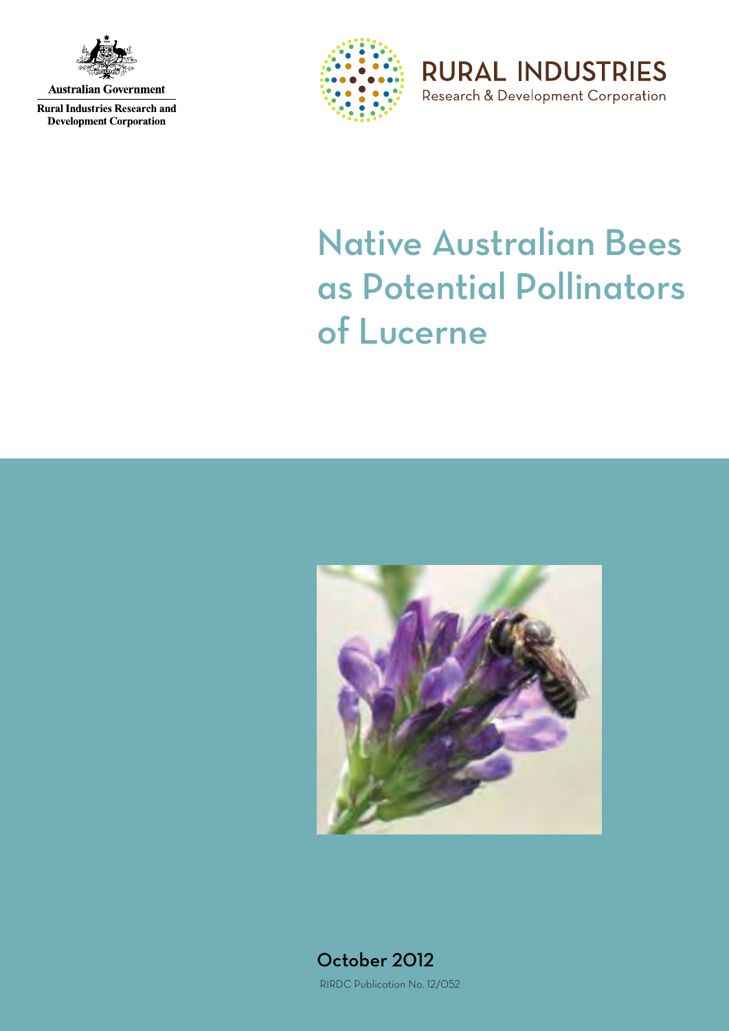Australian Government

Rural Industries Research and Development Corporation

RURAL INDUSTRIES
Research & Development Corporation

# Native Australian Bees as Potential Pollinators of Lucerne

October 2012

RIRDC Publication No. 12/052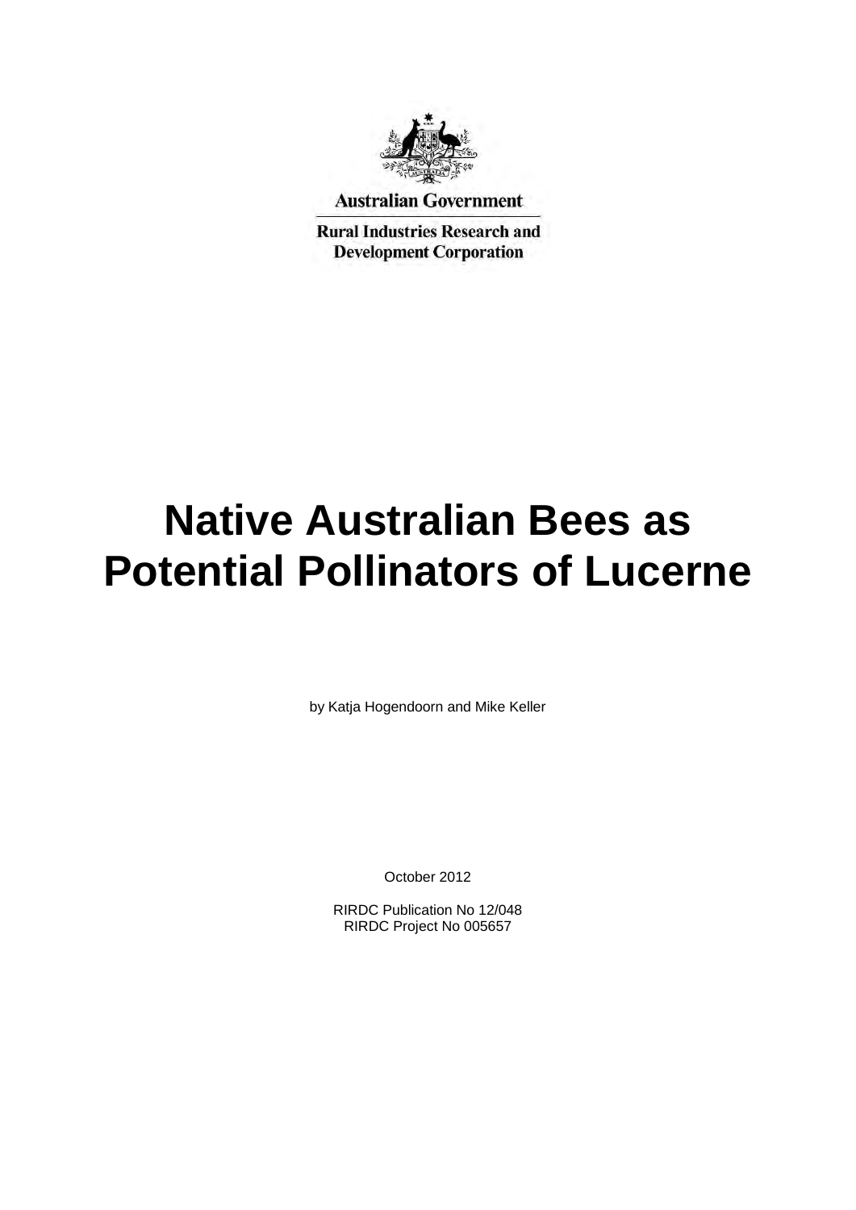Australian Government

Rural Industries Research and Development Corporation

# Native Australian Bees as Potential Pollinators of Lucerne

by Katja Hogendoorn and Mike Keller

October 2012

RIRDC Publication No 12/048
RIRDC Project No 005657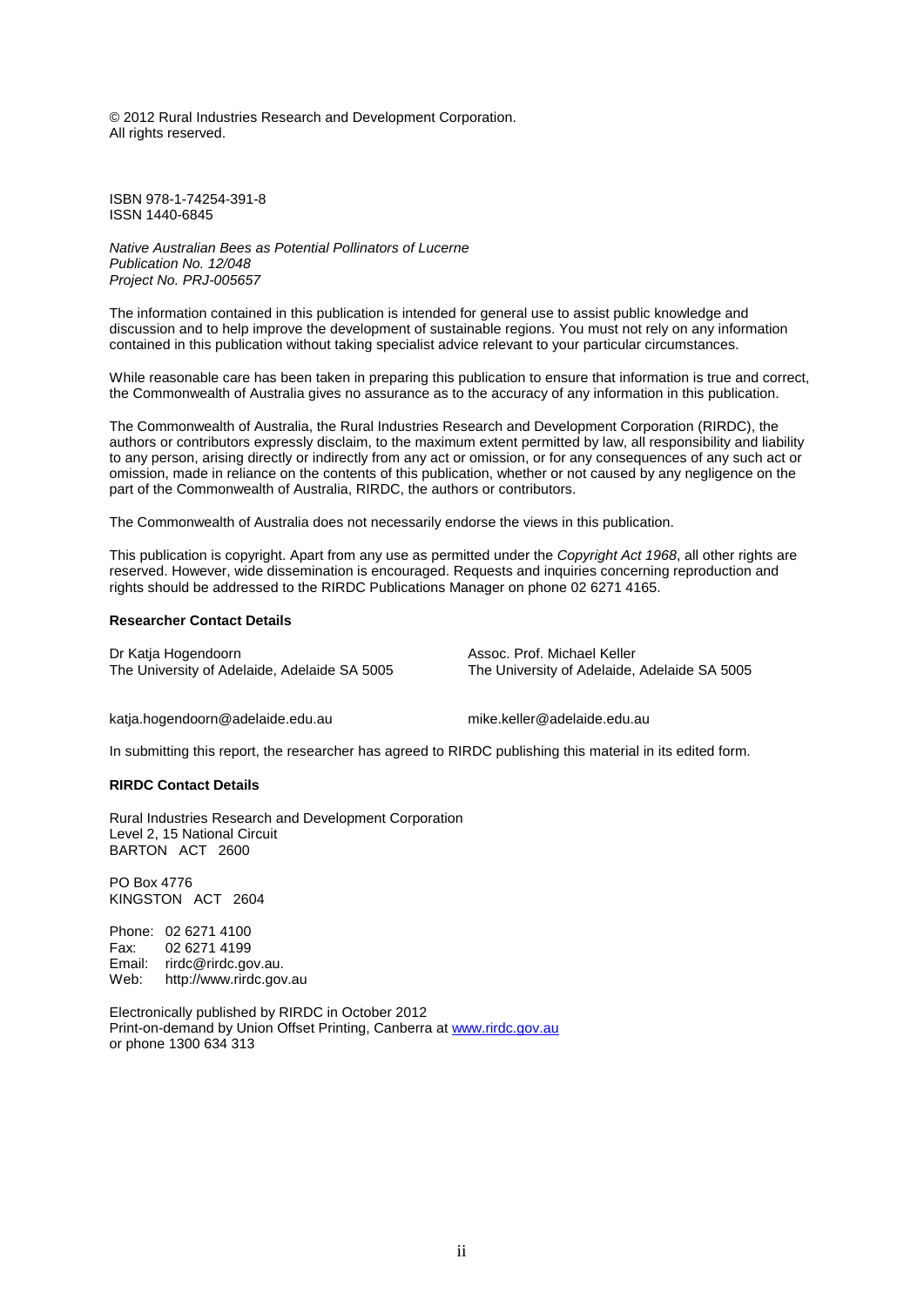© 2012 Rural Industries Research and Development Corporation.
All rights reserved.

ISBN 978-1-74254-391-8
ISSN 1440-6845

*Native Australian Bees as Potential Pollinators of Lucerne*
*Publication No. 12/048*
*Project No. PRJ-005657*

The information contained in this publication is intended for general use to assist public knowledge and discussion and to help improve the development of sustainable regions. You must not rely on any information contained in this publication without taking specialist advice relevant to your particular circumstances.

While reasonable care has been taken in preparing this publication to ensure that information is true and correct, the Commonwealth of Australia gives no assurance as to the accuracy of any information in this publication.

The Commonwealth of Australia, the Rural Industries Research and Development Corporation (RIRDC), the authors or contributors expressly disclaim, to the maximum extent permitted by law, all responsibility and liability to any person, arising directly or indirectly from any act or omission, or for any consequences of any such act or omission, made in reliance on the contents of this publication, whether or not caused by any negligence on the part of the Commonwealth of Australia, RIRDC, the authors or contributors.

The Commonwealth of Australia does not necessarily endorse the views in this publication.

This publication is copyright. Apart from any use as permitted under the *Copyright Act 1968*, all other rights are reserved. However, wide dissemination is encouraged. Requests and inquiries concerning reproduction and rights should be addressed to the RIRDC Publications Manager on phone 02 6271 4165.

**Researcher Contact Details**

Dr Katja Hogendoorn
The University of Adelaide, Adelaide SA 5005

katja.hogendoorn@adelaide.edu.au

Assoc. Prof. Michael Keller
The University of Adelaide, Adelaide SA 5005

mike.keller@adelaide.edu.au

In submitting this report, the researcher has agreed to RIRDC publishing this material in its edited form.

**RIRDC Contact Details**

Rural Industries Research and Development Corporation
Level 2, 15 National Circuit
BARTON ACT 2600

PO Box 4776
KINGSTON ACT 2604

Phone: 02 6271 4100
Fax: 02 6271 4199
Email: rirdc@rirdc.gov.au.
Web: http://www.rirdc.gov.au

Electronically published by RIRDC in October 2012
Print-on-demand by Union Offset Printing, Canberra at www.rirdc.gov.au
or phone 1300 634 313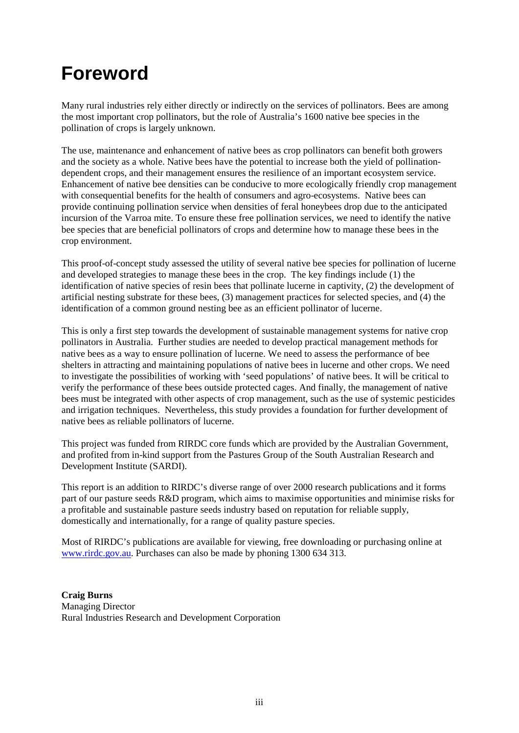# Foreword

Many rural industries rely either directly or indirectly on the services of pollinators. Bees are among the most important crop pollinators, but the role of Australia's 1600 native bee species in the pollination of crops is largely unknown.

The use, maintenance and enhancement of native bees as crop pollinators can benefit both growers and the society as a whole. Native bees have the potential to increase both the yield of pollination-dependent crops, and their management ensures the resilience of an important ecosystem service. Enhancement of native bee densities can be conducive to more ecologically friendly crop management with consequential benefits for the health of consumers and agro-ecosystems. Native bees can provide continuing pollination service when densities of feral honeybees drop due to the anticipated incursion of the Varroa mite. To ensure these free pollination services, we need to identify the native bee species that are beneficial pollinators of crops and determine how to manage these bees in the crop environment.

This proof-of-concept study assessed the utility of several native bee species for pollination of lucerne and developed strategies to manage these bees in the crop. The key findings include (1) the identification of native species of resin bees that pollinate lucerne in captivity, (2) the development of artificial nesting substrate for these bees, (3) management practices for selected species, and (4) the identification of a common ground nesting bee as an efficient pollinator of lucerne.

This is only a first step towards the development of sustainable management systems for native crop pollinators in Australia. Further studies are needed to develop practical management methods for native bees as a way to ensure pollination of lucerne. We need to assess the performance of bee shelters in attracting and maintaining populations of native bees in lucerne and other crops. We need to investigate the possibilities of working with 'seed populations' of native bees. It will be critical to verify the performance of these bees outside protected cages. And finally, the management of native bees must be integrated with other aspects of crop management, such as the use of systemic pesticides and irrigation techniques. Nevertheless, this study provides a foundation for further development of native bees as reliable pollinators of lucerne.

This project was funded from RIRDC core funds which are provided by the Australian Government, and profited from in-kind support from the Pastures Group of the South Australian Research and Development Institute (SARDI).

This report is an addition to RIRDC's diverse range of over 2000 research publications and it forms part of our pasture seeds R&D program, which aims to maximise opportunities and minimise risks for a profitable and sustainable pasture seeds industry based on reputation for reliable supply, domestically and internationally, for a range of quality pasture species.

Most of RIRDC's publications are available for viewing, free downloading or purchasing online at www.rirdc.gov.au. Purchases can also be made by phoning 1300 634 313.

**Craig Burns**
Managing Director
Rural Industries Research and Development Corporation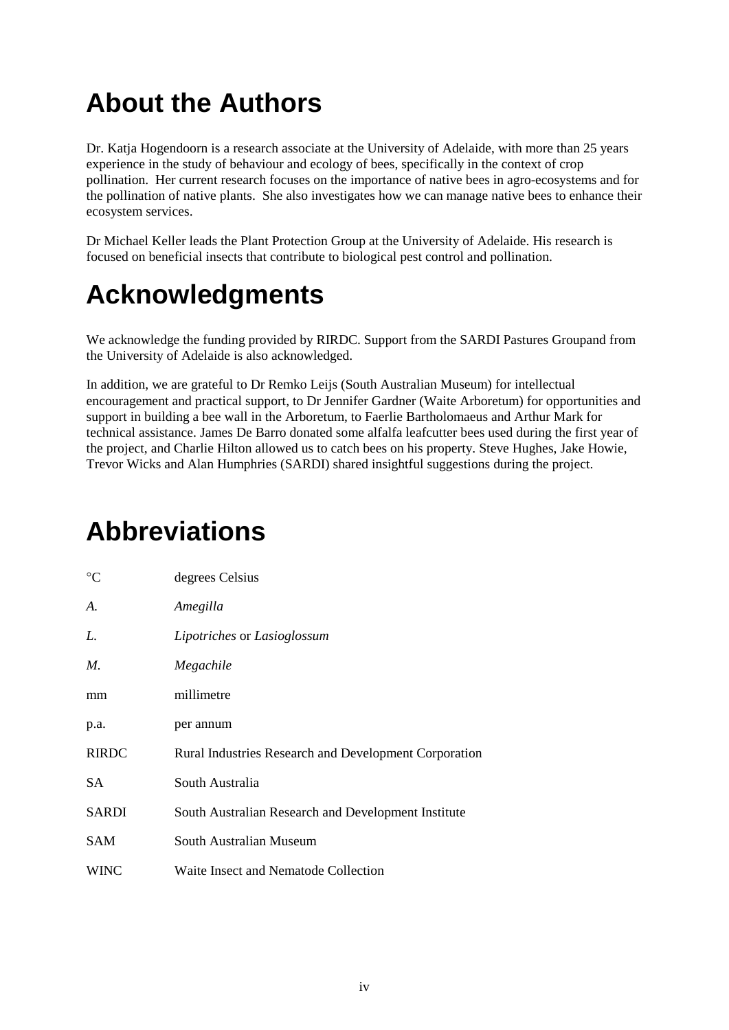# About the Authors

Dr. Katja Hogendoorn is a research associate at the University of Adelaide, with more than 25 years experience in the study of behaviour and ecology of bees, specifically in the context of crop pollination. Her current research focuses on the importance of native bees in agro-ecosystems and for the pollination of native plants. She also investigates how we can manage native bees to enhance their ecosystem services.

Dr Michael Keller leads the Plant Protection Group at the University of Adelaide. His research is focused on beneficial insects that contribute to biological pest control and pollination.

# Acknowledgments

We acknowledge the funding provided by RIRDC. Support from the SARDI Pastures Groupand from the University of Adelaide is also acknowledged.

In addition, we are grateful to Dr Remko Leijs (South Australian Museum) for intellectual encouragement and practical support, to Dr Jennifer Gardner (Waite Arboretum) for opportunities and support in building a bee wall in the Arboretum, to Faerlie Bartholomaeus and Arthur Mark for technical assistance. James De Barro donated some alfalfa leafcutter bees used during the first year of the project, and Charlie Hilton allowed us to catch bees on his property. Steve Hughes, Jake Howie, Trevor Wicks and Alan Humphries (SARDI) shared insightful suggestions during the project.

# Abbreviations

| | |
|---|---|
| °C | degrees Celsius |
| *A.* | *Amegilla* |
| *L.* | *Lipotriches* or *Lasioglossum* |
| *M.* | *Megachile* |
| mm | millimetre |
| p.a. | per annum |
| RIRDC | Rural Industries Research and Development Corporation |
| SA | South Australia |
| SARDI | South Australian Research and Development Institute |
| SAM | South Australian Museum |
| WINC | Waite Insect and Nematode Collection |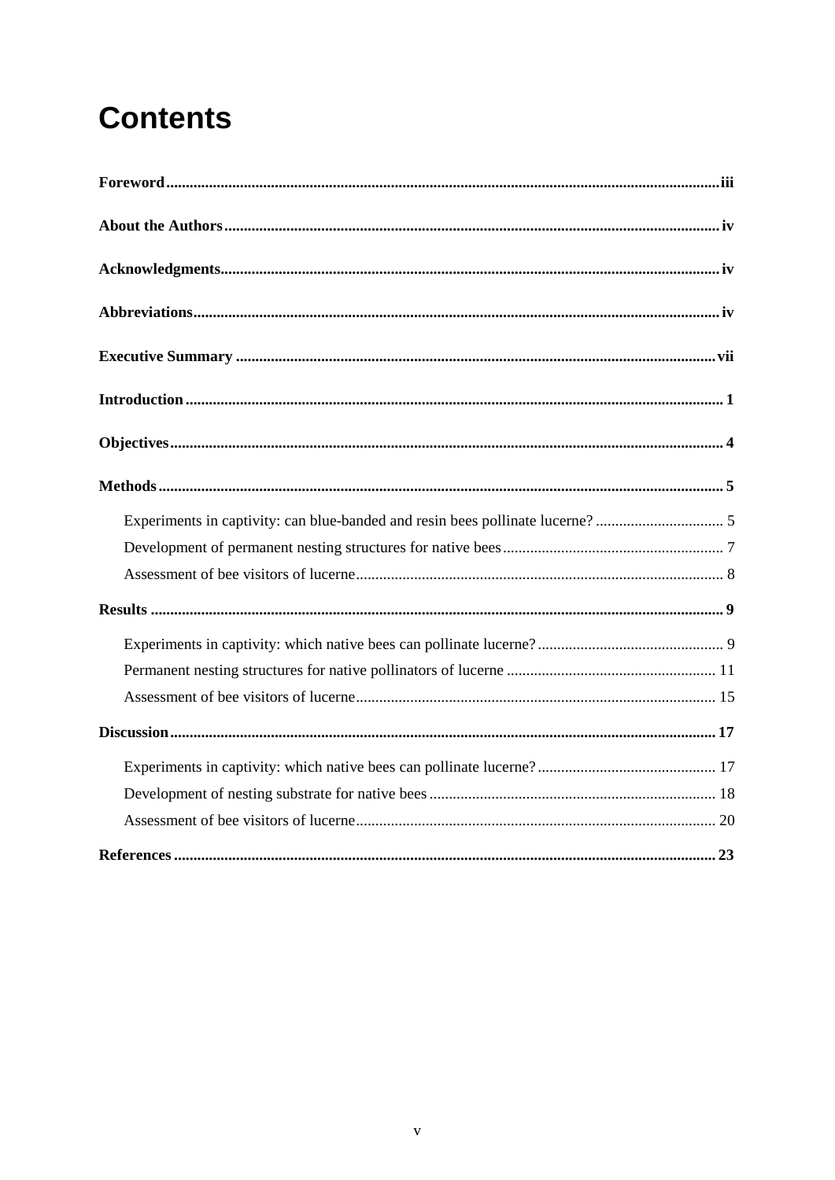# Contents

**Foreword** .......... iii

**About the Authors** .......... iv

**Acknowledgments** .......... iv

**Abbreviations** .......... iv

**Executive Summary** .......... vii

**Introduction** .......... 1

**Objectives** .......... 4

**Methods** .......... 5

- Experiments in captivity: can blue-banded and resin bees pollinate lucerne? .......... 5
- Development of permanent nesting structures for native bees .......... 7
- Assessment of bee visitors of lucerne .......... 8

**Results** .......... 9

- Experiments in captivity: which native bees can pollinate lucerne? .......... 9
- Permanent nesting structures for native pollinators of lucerne .......... 11
- Assessment of bee visitors of lucerne .......... 15

**Discussion** .......... 17

- Experiments in captivity: which native bees can pollinate lucerne? .......... 17
- Development of nesting substrate for native bees .......... 18
- Assessment of bee visitors of lucerne .......... 20

**References** .......... 23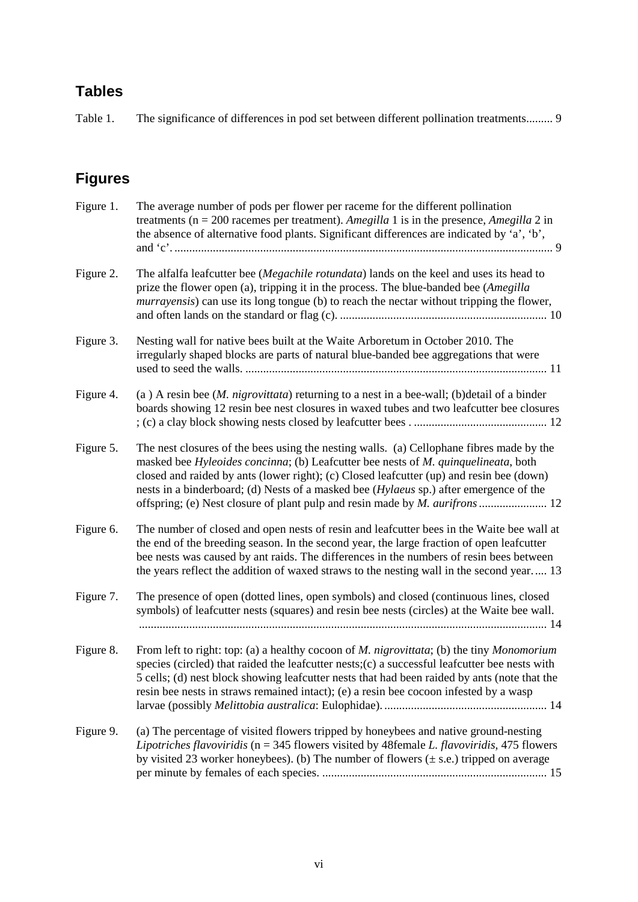## Tables

Table 1. The significance of differences in pod set between different pollination treatments......... 9

## Figures

Figure 1. The average number of pods per flower per raceme for the different pollination treatments (n = 200 racemes per treatment). *Amegilla* 1 is in the presence, *Amegilla* 2 in the absence of alternative food plants. Significant differences are indicated by 'a', 'b', and 'c'. ............................................................................................................................... 9

Figure 2. The alfalfa leafcutter bee (*Megachile rotundata*) lands on the keel and uses its head to prize the flower open (a), tripping it in the process. The blue-banded bee (*Amegilla murrayensis*) can use its long tongue (b) to reach the nectar without tripping the flower, and often lands on the standard or flag (c). ...................................................................... 10

Figure 3. Nesting wall for native bees built at the Waite Arboretum in October 2010. The irregularly shaped blocks are parts of natural blue-banded bee aggregations that were used to seed the walls. ..................................................................................................... 11

Figure 4. (a ) A resin bee (*M. nigrovittata*) returning to a nest in a bee-wall; (b)detail of a binder boards showing 12 resin bee nest closures in waxed tubes and two leafcutter bee closures ; (c) a clay block showing nests closed by leafcutter bees . ............................................ 12

Figure 5. The nest closures of the bees using the nesting walls. (a) Cellophane fibres made by the masked bee *Hyleoides concinna*; (b) Leafcutter bee nests of *M. quinquelineata*, both closed and raided by ants (lower right); (c) Closed leafcutter (up) and resin bee (down) nests in a binderboard; (d) Nests of a masked bee (*Hylaeus* sp.) after emergence of the offspring; (e) Nest closure of plant pulp and resin made by *M. aurifrons* ....................... 12

Figure 6. The number of closed and open nests of resin and leafcutter bees in the Waite bee wall at the end of the breeding season. In the second year, the large fraction of open leafcutter bee nests was caused by ant raids. The differences in the numbers of resin bees between the years reflect the addition of waxed straws to the nesting wall in the second year..... 13

Figure 7. The presence of open (dotted lines, open symbols) and closed (continuous lines, closed symbols) of leafcutter nests (squares) and resin bee nests (circles) at the Waite bee wall. ........................................................................................................................................ 14

Figure 8. From left to right: top: (a) a healthy cocoon of *M. nigrovittata*; (b) the tiny *Monomorium* species (circled) that raided the leafcutter nests;(c) a successful leafcutter bee nests with 5 cells; (d) nest block showing leafcutter nests that had been raided by ants (note that the resin bee nests in straws remained intact); (e) a resin bee cocoon infested by a wasp larvae (possibly *Melittobia australica*: Eulophidae). ...................................................... 14

Figure 9. (a) The percentage of visited flowers tripped by honeybees and native ground-nesting *Lipotriches flavoviridis* (n = 345 flowers visited by 48female *L. flavoviridis*, 475 flowers by visited 23 worker honeybees). (b) The number of flowers (± s.e.) tripped on average per minute by females of each species. ........................................................................... 15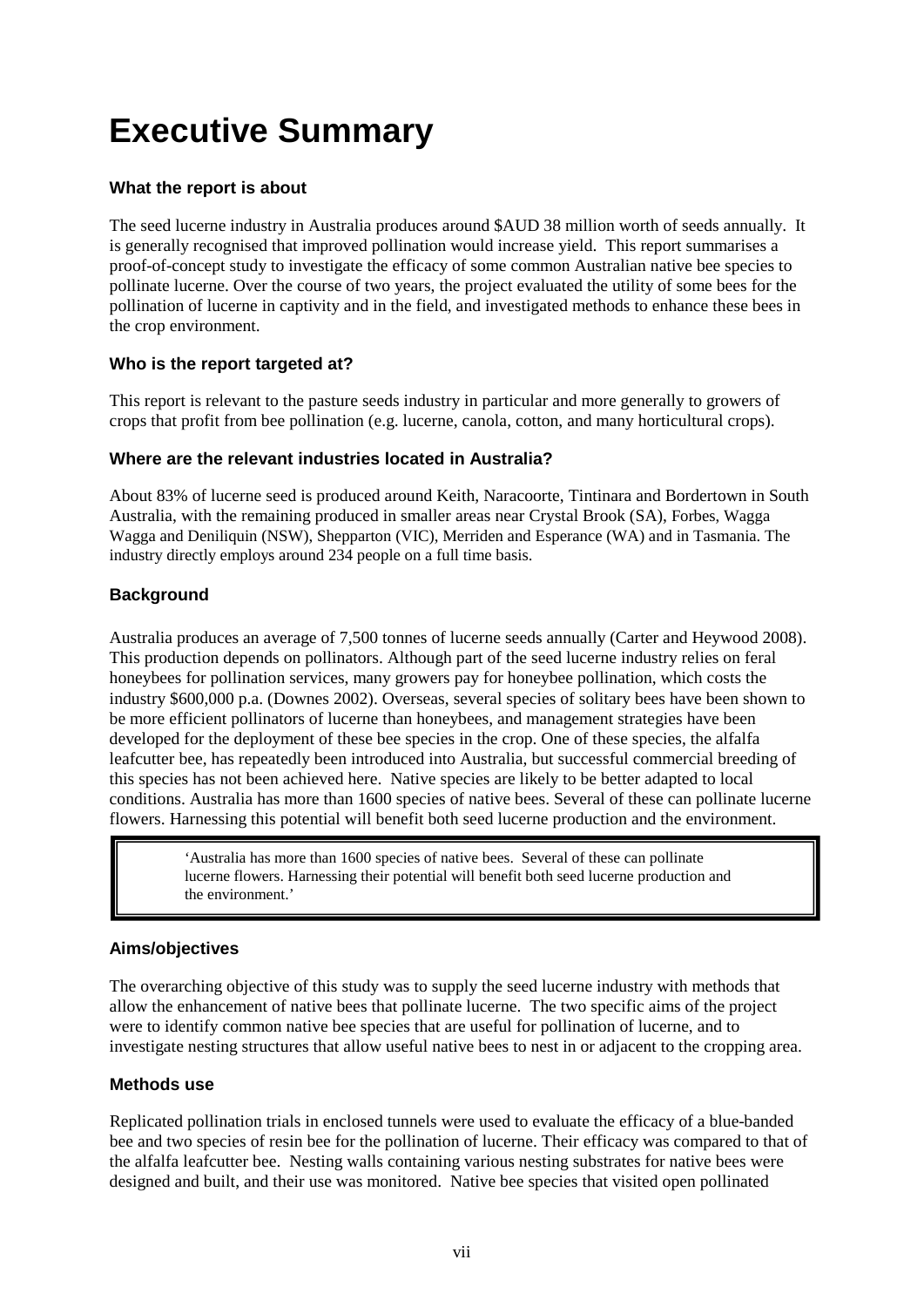# Executive Summary

### What the report is about

The seed lucerne industry in Australia produces around $AUD 38 million worth of seeds annually. It is generally recognised that improved pollination would increase yield. This report summarises a proof-of-concept study to investigate the efficacy of some common Australian native bee species to pollinate lucerne. Over the course of two years, the project evaluated the utility of some bees for the pollination of lucerne in captivity and in the field, and investigated methods to enhance these bees in the crop environment.

### Who is the report targeted at?

This report is relevant to the pasture seeds industry in particular and more generally to growers of crops that profit from bee pollination (e.g. lucerne, canola, cotton, and many horticultural crops).

### Where are the relevant industries located in Australia?

About 83% of lucerne seed is produced around Keith, Naracoorte, Tintinara and Bordertown in South Australia, with the remaining produced in smaller areas near Crystal Brook (SA), Forbes, Wagga Wagga and Deniliquin (NSW), Shepparton (VIC), Merriden and Esperance (WA) and in Tasmania. The industry directly employs around 234 people on a full time basis.

### Background

Australia produces an average of 7,500 tonnes of lucerne seeds annually (Carter and Heywood 2008). This production depends on pollinators. Although part of the seed lucerne industry relies on feral honeybees for pollination services, many growers pay for honeybee pollination, which costs the industry $600,000 p.a. (Downes 2002). Overseas, several species of solitary bees have been shown to be more efficient pollinators of lucerne than honeybees, and management strategies have been developed for the deployment of these bee species in the crop. One of these species, the alfalfa leafcutter bee, has repeatedly been introduced into Australia, but successful commercial breeding of this species has not been achieved here. Native species are likely to be better adapted to local conditions. Australia has more than 1600 species of native bees. Several of these can pollinate lucerne flowers. Harnessing this potential will benefit both seed lucerne production and the environment.

> 'Australia has more than 1600 species of native bees. Several of these can pollinate lucerne flowers. Harnessing their potential will benefit both seed lucerne production and the environment.'

### Aims/objectives

The overarching objective of this study was to supply the seed lucerne industry with methods that allow the enhancement of native bees that pollinate lucerne. The two specific aims of the project were to identify common native bee species that are useful for pollination of lucerne, and to investigate nesting structures that allow useful native bees to nest in or adjacent to the cropping area.

### Methods use

Replicated pollination trials in enclosed tunnels were used to evaluate the efficacy of a blue-banded bee and two species of resin bee for the pollination of lucerne. Their efficacy was compared to that of the alfalfa leafcutter bee. Nesting walls containing various nesting substrates for native bees were designed and built, and their use was monitored. Native bee species that visited open pollinated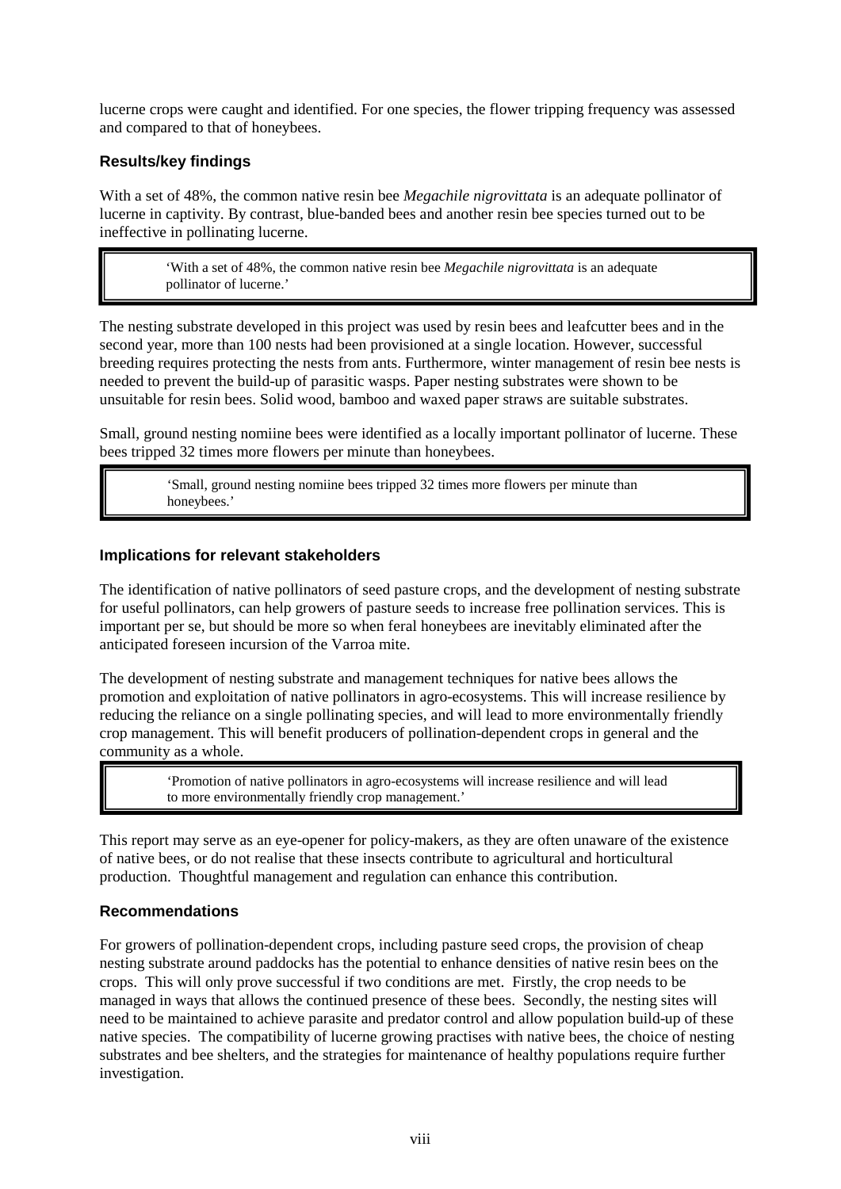lucerne crops were caught and identified. For one species, the flower tripping frequency was assessed and compared to that of honeybees.

### Results/key findings

With a set of 48%, the common native resin bee *Megachile nigrovittata* is an adequate pollinator of lucerne in captivity. By contrast, blue-banded bees and another resin bee species turned out to be ineffective in pollinating lucerne.

> 'With a set of 48%, the common native resin bee *Megachile nigrovittata* is an adequate pollinator of lucerne.'

The nesting substrate developed in this project was used by resin bees and leafcutter bees and in the second year, more than 100 nests had been provisioned at a single location. However, successful breeding requires protecting the nests from ants. Furthermore, winter management of resin bee nests is needed to prevent the build-up of parasitic wasps. Paper nesting substrates were shown to be unsuitable for resin bees. Solid wood, bamboo and waxed paper straws are suitable substrates.

Small, ground nesting nomiine bees were identified as a locally important pollinator of lucerne. These bees tripped 32 times more flowers per minute than honeybees.

> 'Small, ground nesting nomiine bees tripped 32 times more flowers per minute than honeybees.'

### Implications for relevant stakeholders

The identification of native pollinators of seed pasture crops, and the development of nesting substrate for useful pollinators, can help growers of pasture seeds to increase free pollination services. This is important per se, but should be more so when feral honeybees are inevitably eliminated after the anticipated foreseen incursion of the Varroa mite.

The development of nesting substrate and management techniques for native bees allows the promotion and exploitation of native pollinators in agro-ecosystems. This will increase resilience by reducing the reliance on a single pollinating species, and will lead to more environmentally friendly crop management. This will benefit producers of pollination-dependent crops in general and the community as a whole.

> 'Promotion of native pollinators in agro-ecosystems will increase resilience and will lead to more environmentally friendly crop management.'

This report may serve as an eye-opener for policy-makers, as they are often unaware of the existence of native bees, or do not realise that these insects contribute to agricultural and horticultural production. Thoughtful management and regulation can enhance this contribution.

### Recommendations

For growers of pollination-dependent crops, including pasture seed crops, the provision of cheap nesting substrate around paddocks has the potential to enhance densities of native resin bees on the crops. This will only prove successful if two conditions are met. Firstly, the crop needs to be managed in ways that allows the continued presence of these bees. Secondly, the nesting sites will need to be maintained to achieve parasite and predator control and allow population build-up of these native species. The compatibility of lucerne growing practises with native bees, the choice of nesting substrates and bee shelters, and the strategies for maintenance of healthy populations require further investigation.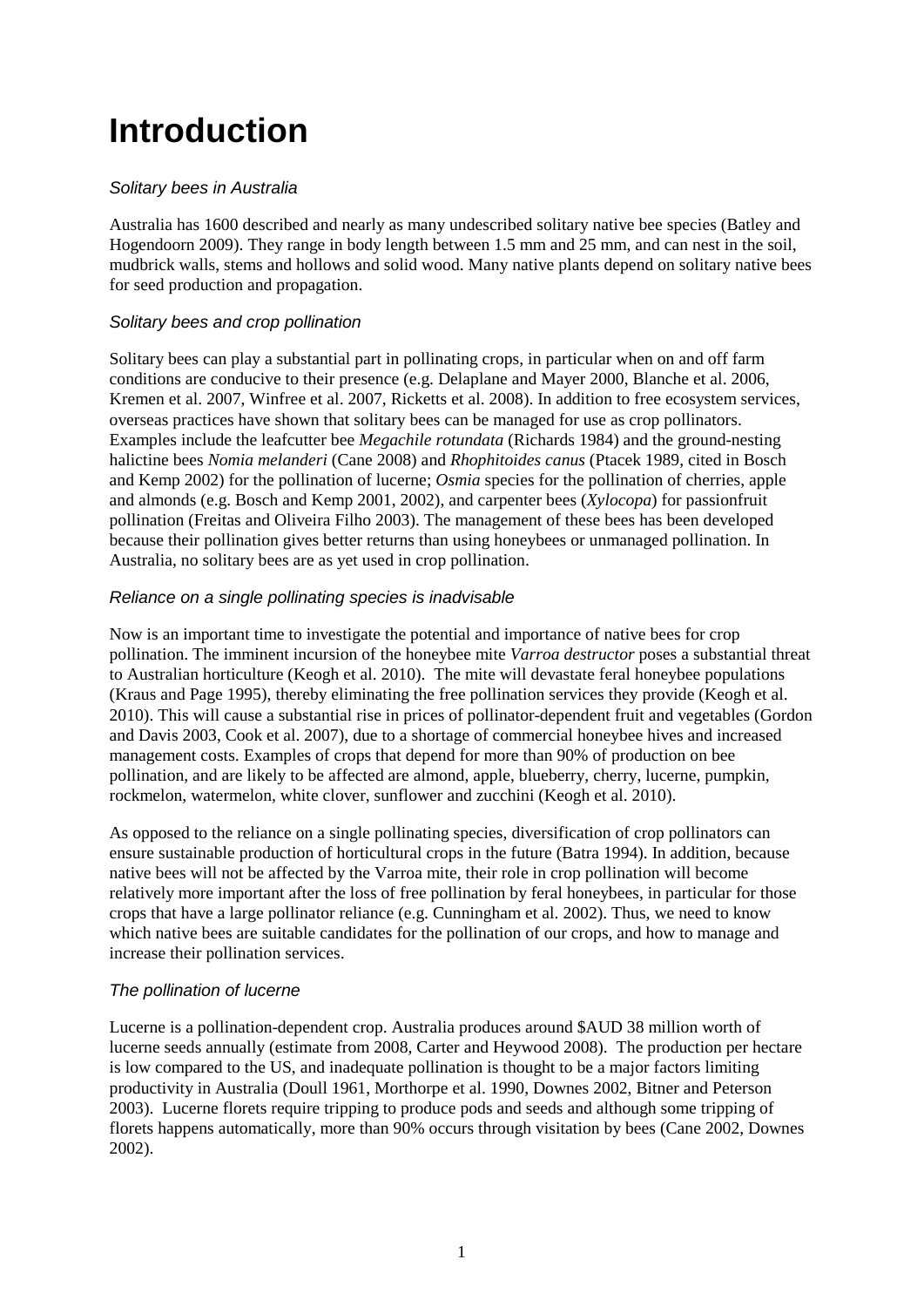# Introduction

### *Solitary bees in Australia*

Australia has 1600 described and nearly as many undescribed solitary native bee species (Batley and Hogendoorn 2009). They range in body length between 1.5 mm and 25 mm, and can nest in the soil, mudbrick walls, stems and hollows and solid wood. Many native plants depend on solitary native bees for seed production and propagation.

### *Solitary bees and crop pollination*

Solitary bees can play a substantial part in pollinating crops, in particular when on and off farm conditions are conducive to their presence (e.g. Delaplane and Mayer 2000, Blanche et al. 2006, Kremen et al. 2007, Winfree et al. 2007, Ricketts et al. 2008). In addition to free ecosystem services, overseas practices have shown that solitary bees can be managed for use as crop pollinators. Examples include the leafcutter bee *Megachile rotundata* (Richards 1984) and the ground-nesting halictine bees *Nomia melanderi* (Cane 2008) and *Rhophitoides canus* (Ptacek 1989, cited in Bosch and Kemp 2002) for the pollination of lucerne; *Osmia* species for the pollination of cherries, apple and almonds (e.g. Bosch and Kemp 2001, 2002), and carpenter bees (*Xylocopa*) for passionfruit pollination (Freitas and Oliveira Filho 2003). The management of these bees has been developed because their pollination gives better returns than using honeybees or unmanaged pollination. In Australia, no solitary bees are as yet used in crop pollination.

### *Reliance on a single pollinating species is inadvisable*

Now is an important time to investigate the potential and importance of native bees for crop pollination. The imminent incursion of the honeybee mite *Varroa destructor* poses a substantial threat to Australian horticulture (Keogh et al. 2010). The mite will devastate feral honeybee populations (Kraus and Page 1995), thereby eliminating the free pollination services they provide (Keogh et al. 2010). This will cause a substantial rise in prices of pollinator-dependent fruit and vegetables (Gordon and Davis 2003, Cook et al. 2007), due to a shortage of commercial honeybee hives and increased management costs. Examples of crops that depend for more than 90% of production on bee pollination, and are likely to be affected are almond, apple, blueberry, cherry, lucerne, pumpkin, rockmelon, watermelon, white clover, sunflower and zucchini (Keogh et al. 2010).

As opposed to the reliance on a single pollinating species, diversification of crop pollinators can ensure sustainable production of horticultural crops in the future (Batra 1994). In addition, because native bees will not be affected by the Varroa mite, their role in crop pollination will become relatively more important after the loss of free pollination by feral honeybees, in particular for those crops that have a large pollinator reliance (e.g. Cunningham et al. 2002). Thus, we need to know which native bees are suitable candidates for the pollination of our crops, and how to manage and increase their pollination services.

### *The pollination of lucerne*

Lucerne is a pollination-dependent crop. Australia produces around $AUD 38 million worth of lucerne seeds annually (estimate from 2008, Carter and Heywood 2008). The production per hectare is low compared to the US, and inadequate pollination is thought to be a major factors limiting productivity in Australia (Doull 1961, Morthorpe et al. 1990, Downes 2002, Bitner and Peterson 2003). Lucerne florets require tripping to produce pods and seeds and although some tripping of florets happens automatically, more than 90% occurs through visitation by bees (Cane 2002, Downes 2002).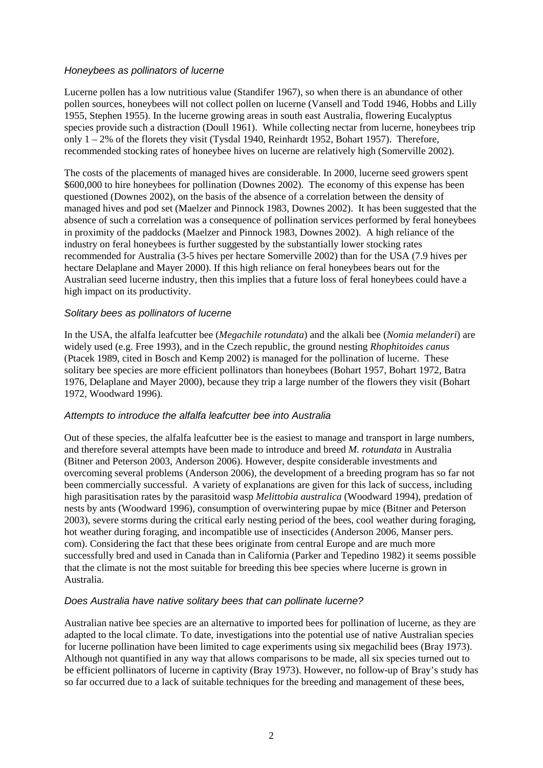### *Honeybees as pollinators of lucerne*

Lucerne pollen has a low nutritious value (Standifer 1967), so when there is an abundance of other pollen sources, honeybees will not collect pollen on lucerne (Vansell and Todd 1946, Hobbs and Lilly 1955, Stephen 1955). In the lucerne growing areas in south east Australia, flowering Eucalyptus species provide such a distraction (Doull 1961). While collecting nectar from lucerne, honeybees trip only 1 – 2% of the florets they visit (Tysdal 1940, Reinhardt 1952, Bohart 1957). Therefore, recommended stocking rates of honeybee hives on lucerne are relatively high (Somerville 2002).

The costs of the placements of managed hives are considerable. In 2000, lucerne seed growers spent $600,000 to hire honeybees for pollination (Downes 2002). The economy of this expense has been questioned (Downes 2002), on the basis of the absence of a correlation between the density of managed hives and pod set (Maelzer and Pinnock 1983, Downes 2002). It has been suggested that the absence of such a correlation was a consequence of pollination services performed by feral honeybees in proximity of the paddocks (Maelzer and Pinnock 1983, Downes 2002). A high reliance of the industry on feral honeybees is further suggested by the substantially lower stocking rates recommended for Australia (3-5 hives per hectare Somerville 2002) than for the USA (7.9 hives per hectare Delaplane and Mayer 2000). If this high reliance on feral honeybees bears out for the Australian seed lucerne industry, then this implies that a future loss of feral honeybees could have a high impact on its productivity.

### *Solitary bees as pollinators of lucerne*

In the USA, the alfalfa leafcutter bee (*Megachile rotundata*) and the alkali bee (*Nomia melanderi*) are widely used (e.g. Free 1993), and in the Czech republic, the ground nesting *Rhophitoides canus* (Ptacek 1989, cited in Bosch and Kemp 2002) is managed for the pollination of lucerne. These solitary bee species are more efficient pollinators than honeybees (Bohart 1957, Bohart 1972, Batra 1976, Delaplane and Mayer 2000), because they trip a large number of the flowers they visit (Bohart 1972, Woodward 1996).

### *Attempts to introduce the alfalfa leafcutter bee into Australia*

Out of these species, the alfalfa leafcutter bee is the easiest to manage and transport in large numbers, and therefore several attempts have been made to introduce and breed *M. rotundata* in Australia (Bitner and Peterson 2003, Anderson 2006). However, despite considerable investments and overcoming several problems (Anderson 2006), the development of a breeding program has so far not been commercially successful. A variety of explanations are given for this lack of success, including high parasitisation rates by the parasitoid wasp *Melittobia australica* (Woodward 1994), predation of nests by ants (Woodward 1996), consumption of overwintering pupae by mice (Bitner and Peterson 2003), severe storms during the critical early nesting period of the bees, cool weather during foraging, hot weather during foraging, and incompatible use of insecticides (Anderson 2006, Manser pers. com). Considering the fact that these bees originate from central Europe and are much more successfully bred and used in Canada than in California (Parker and Tepedino 1982) it seems possible that the climate is not the most suitable for breeding this bee species where lucerne is grown in Australia.

### *Does Australia have native solitary bees that can pollinate lucerne?*

Australian native bee species are an alternative to imported bees for pollination of lucerne, as they are adapted to the local climate. To date, investigations into the potential use of native Australian species for lucerne pollination have been limited to cage experiments using six megachilid bees (Bray 1973). Although not quantified in any way that allows comparisons to be made, all six species turned out to be efficient pollinators of lucerne in captivity (Bray 1973). However, no follow-up of Bray's study has so far occurred due to a lack of suitable techniques for the breeding and management of these bees,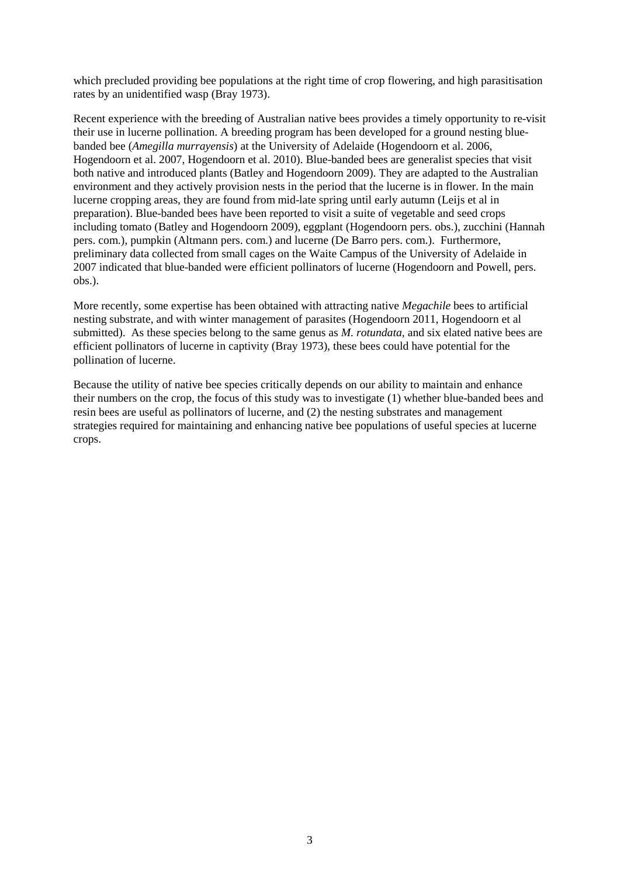which precluded providing bee populations at the right time of crop flowering, and high parasitisation rates by an unidentified wasp (Bray 1973).

Recent experience with the breeding of Australian native bees provides a timely opportunity to re-visit their use in lucerne pollination. A breeding program has been developed for a ground nesting blue-banded bee (*Amegilla murrayensis*) at the University of Adelaide (Hogendoorn et al. 2006, Hogendoorn et al. 2007, Hogendoorn et al. 2010). Blue-banded bees are generalist species that visit both native and introduced plants (Batley and Hogendoorn 2009). They are adapted to the Australian environment and they actively provision nests in the period that the lucerne is in flower. In the main lucerne cropping areas, they are found from mid-late spring until early autumn (Leijs et al in preparation). Blue-banded bees have been reported to visit a suite of vegetable and seed crops including tomato (Batley and Hogendoorn 2009), eggplant (Hogendoorn pers. obs.), zucchini (Hannah pers. com.), pumpkin (Altmann pers. com.) and lucerne (De Barro pers. com.). Furthermore, preliminary data collected from small cages on the Waite Campus of the University of Adelaide in 2007 indicated that blue-banded were efficient pollinators of lucerne (Hogendoorn and Powell, pers. obs.).

More recently, some expertise has been obtained with attracting native *Megachile* bees to artificial nesting substrate, and with winter management of parasites (Hogendoorn 2011, Hogendoorn et al submitted). As these species belong to the same genus as *M. rotundata*, and six elated native bees are efficient pollinators of lucerne in captivity (Bray 1973), these bees could have potential for the pollination of lucerne.

Because the utility of native bee species critically depends on our ability to maintain and enhance their numbers on the crop, the focus of this study was to investigate (1) whether blue-banded bees and resin bees are useful as pollinators of lucerne, and (2) the nesting substrates and management strategies required for maintaining and enhancing native bee populations of useful species at lucerne crops.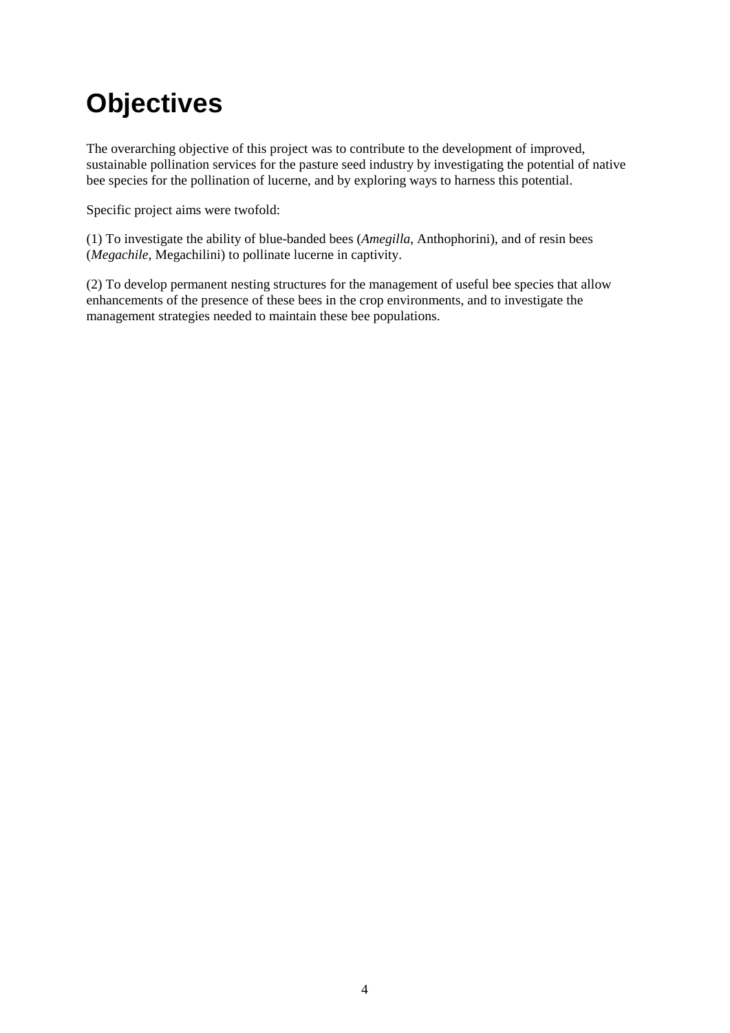# Objectives

The overarching objective of this project was to contribute to the development of improved, sustainable pollination services for the pasture seed industry by investigating the potential of native bee species for the pollination of lucerne, and by exploring ways to harness this potential.

Specific project aims were twofold:

(1) To investigate the ability of blue-banded bees (*Amegilla*, Anthophorini), and of resin bees (*Megachile*, Megachilini) to pollinate lucerne in captivity.

(2) To develop permanent nesting structures for the management of useful bee species that allow enhancements of the presence of these bees in the crop environments, and to investigate the management strategies needed to maintain these bee populations.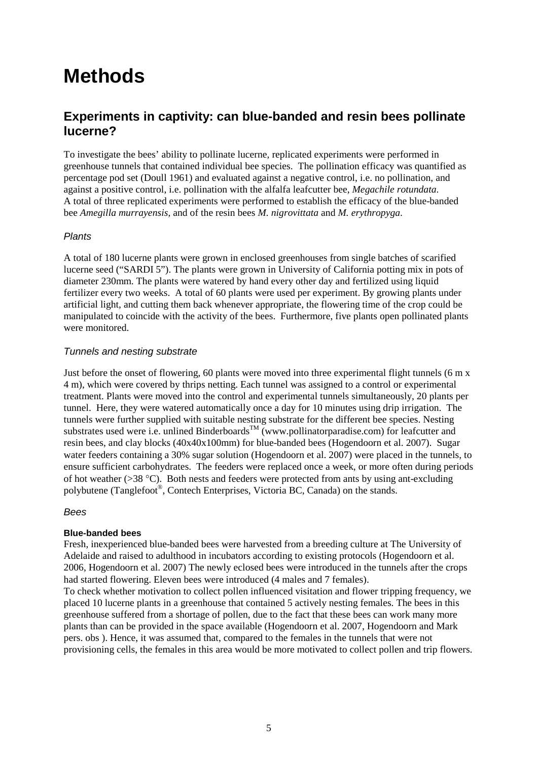# Methods

## Experiments in captivity: can blue-banded and resin bees pollinate lucerne?

To investigate the bees' ability to pollinate lucerne, replicated experiments were performed in greenhouse tunnels that contained individual bee species. The pollination efficacy was quantified as percentage pod set (Doull 1961) and evaluated against a negative control, i.e. no pollination, and against a positive control, i.e. pollination with the alfalfa leafcutter bee, *Megachile rotundata*. A total of three replicated experiments were performed to establish the efficacy of the blue-banded bee *Amegilla murrayensis*, and of the resin bees *M. nigrovittata* and *M. erythropyga*.

### *Plants*

A total of 180 lucerne plants were grown in enclosed greenhouses from single batches of scarified lucerne seed ("SARDI 5"). The plants were grown in University of California potting mix in pots of diameter 230mm. The plants were watered by hand every other day and fertilized using liquid fertilizer every two weeks. A total of 60 plants were used per experiment. By growing plants under artificial light, and cutting them back whenever appropriate, the flowering time of the crop could be manipulated to coincide with the activity of the bees. Furthermore, five plants open pollinated plants were monitored.

### *Tunnels and nesting substrate*

Just before the onset of flowering, 60 plants were moved into three experimental flight tunnels (6 m x 4 m), which were covered by thrips netting. Each tunnel was assigned to a control or experimental treatment. Plants were moved into the control and experimental tunnels simultaneously, 20 plants per tunnel. Here, they were watered automatically once a day for 10 minutes using drip irrigation. The tunnels were further supplied with suitable nesting substrate for the different bee species. Nesting substrates used were i.e. unlined Binderboards™ (www.pollinatorparadise.com) for leafcutter and resin bees, and clay blocks (40x40x100mm) for blue-banded bees (Hogendoorn et al. 2007). Sugar water feeders containing a 30% sugar solution (Hogendoorn et al. 2007) were placed in the tunnels, to ensure sufficient carbohydrates. The feeders were replaced once a week, or more often during periods of hot weather (>38 °C). Both nests and feeders were protected from ants by using ant-excluding polybutene (Tanglefoot®, Contech Enterprises, Victoria BC, Canada) on the stands.

### *Bees*

#### **Blue-banded bees**

Fresh, inexperienced blue-banded bees were harvested from a breeding culture at The University of Adelaide and raised to adulthood in incubators according to existing protocols (Hogendoorn et al. 2006, Hogendoorn et al. 2007) The newly eclosed bees were introduced in the tunnels after the crops had started flowering. Eleven bees were introduced (4 males and 7 females).

To check whether motivation to collect pollen influenced visitation and flower tripping frequency, we placed 10 lucerne plants in a greenhouse that contained 5 actively nesting females. The bees in this greenhouse suffered from a shortage of pollen, due to the fact that these bees can work many more plants than can be provided in the space available (Hogendoorn et al. 2007, Hogendoorn and Mark pers. obs ). Hence, it was assumed that, compared to the females in the tunnels that were not provisioning cells, the females in this area would be more motivated to collect pollen and trip flowers.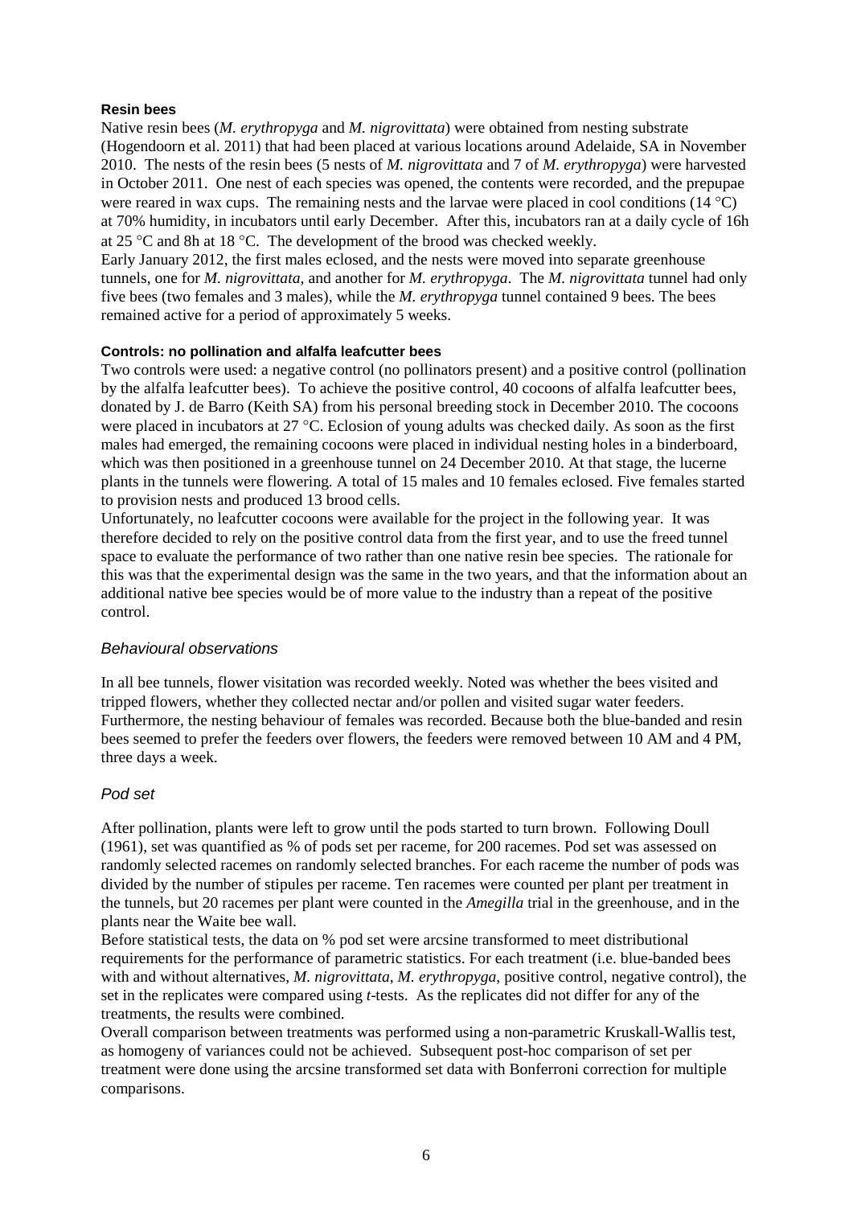#### Resin bees

Native resin bees (*M. erythropyga* and *M. nigrovittata*) were obtained from nesting substrate (Hogendoorn et al. 2011) that had been placed at various locations around Adelaide, SA in November 2010. The nests of the resin bees (5 nests of *M. nigrovittata* and 7 of *M. erythropyga*) were harvested in October 2011. One nest of each species was opened, the contents were recorded, and the prepupae were reared in wax cups. The remaining nests and the larvae were placed in cool conditions (14 °C) at 70% humidity, in incubators until early December. After this, incubators ran at a daily cycle of 16h at 25 °C and 8h at 18 °C. The development of the brood was checked weekly.

Early January 2012, the first males eclosed, and the nests were moved into separate greenhouse tunnels, one for *M. nigrovittata*, and another for *M. erythropyga*. The *M. nigrovittata* tunnel had only five bees (two females and 3 males), while the *M. erythropyga* tunnel contained 9 bees. The bees remained active for a period of approximately 5 weeks.

#### Controls: no pollination and alfalfa leafcutter bees

Two controls were used: a negative control (no pollinators present) and a positive control (pollination by the alfalfa leafcutter bees). To achieve the positive control, 40 cocoons of alfalfa leafcutter bees, donated by J. de Barro (Keith SA) from his personal breeding stock in December 2010. The cocoons were placed in incubators at 27 °C. Eclosion of young adults was checked daily. As soon as the first males had emerged, the remaining cocoons were placed in individual nesting holes in a binderboard, which was then positioned in a greenhouse tunnel on 24 December 2010. At that stage, the lucerne plants in the tunnels were flowering. A total of 15 males and 10 females eclosed. Five females started to provision nests and produced 13 brood cells.

Unfortunately, no leafcutter cocoons were available for the project in the following year. It was therefore decided to rely on the positive control data from the first year, and to use the freed tunnel space to evaluate the performance of two rather than one native resin bee species. The rationale for this was that the experimental design was the same in the two years, and that the information about an additional native bee species would be of more value to the industry than a repeat of the positive control.

### *Behavioural observations*

In all bee tunnels, flower visitation was recorded weekly. Noted was whether the bees visited and tripped flowers, whether they collected nectar and/or pollen and visited sugar water feeders. Furthermore, the nesting behaviour of females was recorded. Because both the blue-banded and resin bees seemed to prefer the feeders over flowers, the feeders were removed between 10 AM and 4 PM, three days a week.

### *Pod set*

After pollination, plants were left to grow until the pods started to turn brown. Following Doull (1961), set was quantified as % of pods set per raceme, for 200 racemes. Pod set was assessed on randomly selected racemes on randomly selected branches. For each raceme the number of pods was divided by the number of stipules per raceme. Ten racemes were counted per plant per treatment in the tunnels, but 20 racemes per plant were counted in the *Amegilla* trial in the greenhouse, and in the plants near the Waite bee wall.

Before statistical tests, the data on % pod set were arcsine transformed to meet distributional requirements for the performance of parametric statistics. For each treatment (i.e. blue-banded bees with and without alternatives, *M. nigrovittata*, *M. erythropyga*, positive control, negative control), the set in the replicates were compared using *t*-tests. As the replicates did not differ for any of the treatments, the results were combined.

Overall comparison between treatments was performed using a non-parametric Kruskall-Wallis test, as homogeny of variances could not be achieved. Subsequent post-hoc comparison of set per treatment were done using the arcsine transformed set data with Bonferroni correction for multiple comparisons.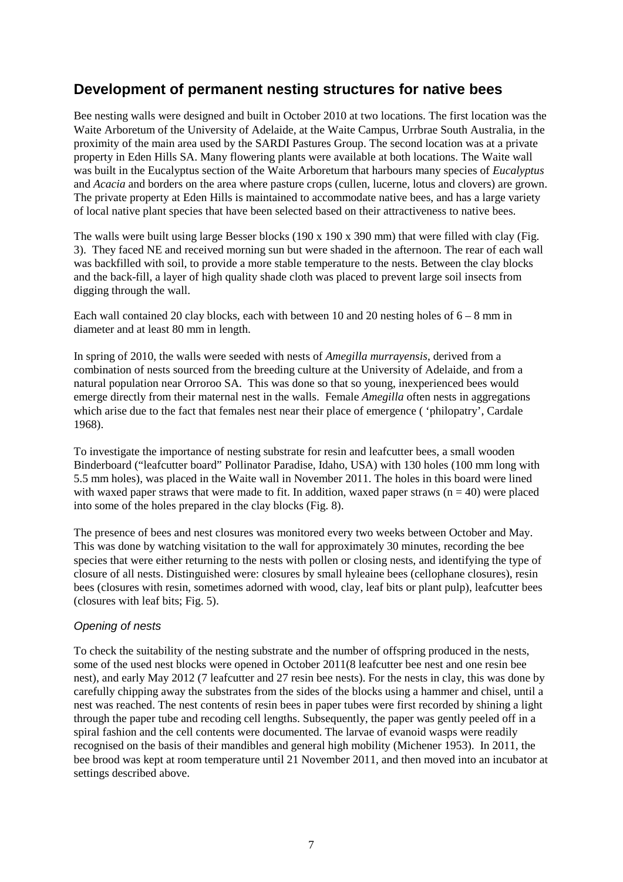## Development of permanent nesting structures for native bees

Bee nesting walls were designed and built in October 2010 at two locations. The first location was the Waite Arboretum of the University of Adelaide, at the Waite Campus, Urrbrae South Australia, in the proximity of the main area used by the SARDI Pastures Group. The second location was at a private property in Eden Hills SA. Many flowering plants were available at both locations. The Waite wall was built in the Eucalyptus section of the Waite Arboretum that harbours many species of *Eucalyptus* and *Acacia* and borders on the area where pasture crops (cullen, lucerne, lotus and clovers) are grown. The private property at Eden Hills is maintained to accommodate native bees, and has a large variety of local native plant species that have been selected based on their attractiveness to native bees.

The walls were built using large Besser blocks (190 x 190 x 390 mm) that were filled with clay (Fig. 3). They faced NE and received morning sun but were shaded in the afternoon. The rear of each wall was backfilled with soil, to provide a more stable temperature to the nests. Between the clay blocks and the back-fill, a layer of high quality shade cloth was placed to prevent large soil insects from digging through the wall.

Each wall contained 20 clay blocks, each with between 10 and 20 nesting holes of 6 – 8 mm in diameter and at least 80 mm in length.

In spring of 2010, the walls were seeded with nests of *Amegilla murrayensis*, derived from a combination of nests sourced from the breeding culture at the University of Adelaide, and from a natural population near Orroroo SA. This was done so that so young, inexperienced bees would emerge directly from their maternal nest in the walls. Female *Amegilla* often nests in aggregations which arise due to the fact that females nest near their place of emergence ( 'philopatry', Cardale 1968).

To investigate the importance of nesting substrate for resin and leafcutter bees, a small wooden Binderboard ("leafcutter board" Pollinator Paradise, Idaho, USA) with 130 holes (100 mm long with 5.5 mm holes), was placed in the Waite wall in November 2011. The holes in this board were lined with waxed paper straws that were made to fit. In addition, waxed paper straws (n = 40) were placed into some of the holes prepared in the clay blocks (Fig. 8).

The presence of bees and nest closures was monitored every two weeks between October and May. This was done by watching visitation to the wall for approximately 30 minutes, recording the bee species that were either returning to the nests with pollen or closing nests, and identifying the type of closure of all nests. Distinguished were: closures by small hyleaine bees (cellophane closures), resin bees (closures with resin, sometimes adorned with wood, clay, leaf bits or plant pulp), leafcutter bees (closures with leaf bits; Fig. 5).

### *Opening of nests*

To check the suitability of the nesting substrate and the number of offspring produced in the nests, some of the used nest blocks were opened in October 2011(8 leafcutter bee nest and one resin bee nest), and early May 2012 (7 leafcutter and 27 resin bee nests). For the nests in clay, this was done by carefully chipping away the substrates from the sides of the blocks using a hammer and chisel, until a nest was reached. The nest contents of resin bees in paper tubes were first recorded by shining a light through the paper tube and recoding cell lengths. Subsequently, the paper was gently peeled off in a spiral fashion and the cell contents were documented. The larvae of evanoid wasps were readily recognised on the basis of their mandibles and general high mobility (Michener 1953). In 2011, the bee brood was kept at room temperature until 21 November 2011, and then moved into an incubator at settings described above.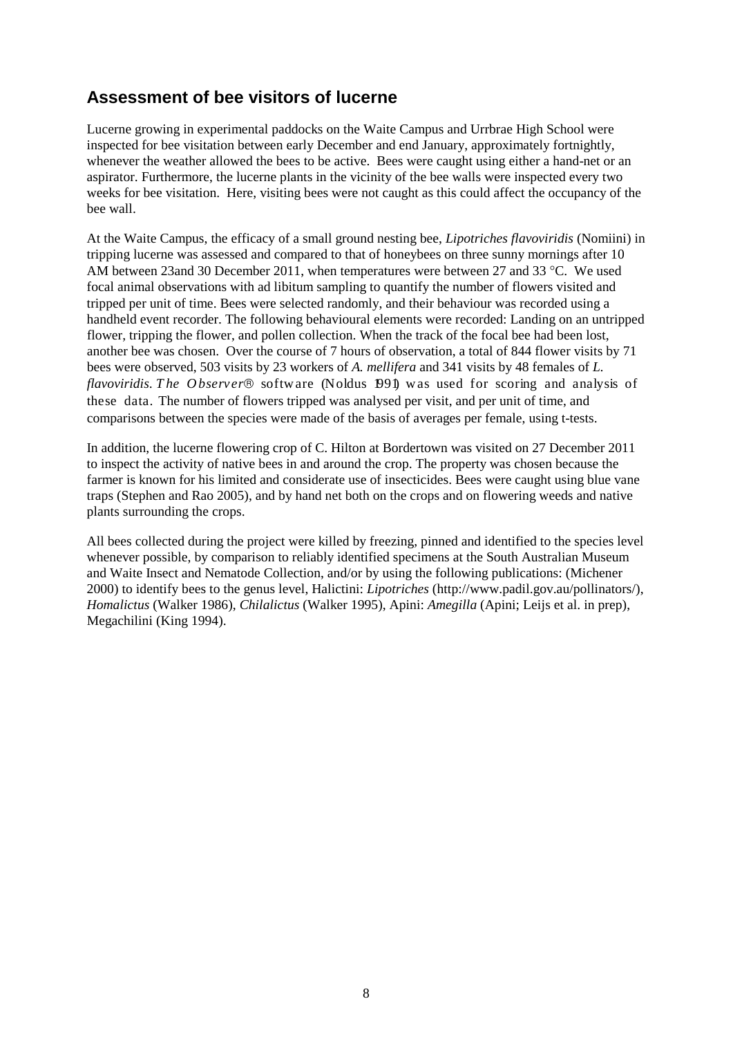## Assessment of bee visitors of lucerne

Lucerne growing in experimental paddocks on the Waite Campus and Urrbrae High School were inspected for bee visitation between early December and end January, approximately fortnightly, whenever the weather allowed the bees to be active. Bees were caught using either a hand-net or an aspirator. Furthermore, the lucerne plants in the vicinity of the bee walls were inspected every two weeks for bee visitation. Here, visiting bees were not caught as this could affect the occupancy of the bee wall.

At the Waite Campus, the efficacy of a small ground nesting bee, *Lipotriches flavoviridis* (Nomiini) in tripping lucerne was assessed and compared to that of honeybees on three sunny mornings after 10 AM between 23and 30 December 2011, when temperatures were between 27 and 33 °C. We used focal animal observations with ad libitum sampling to quantify the number of flowers visited and tripped per unit of time. Bees were selected randomly, and their behaviour was recorded using a handheld event recorder. The following behavioural elements were recorded: Landing on an untripped flower, tripping the flower, and pollen collection. When the track of the focal bee had been lost, another bee was chosen. Over the course of 7 hours of observation, a total of 844 flower visits by 71 bees were observed, 503 visits by 23 workers of *A. mellifera* and 341 visits by 48 females of *L. flavoviridis*. *The Observer*® software (Noldus 1991) was used for scoring and analysis of these data. The number of flowers tripped was analysed per visit, and per unit of time, and comparisons between the species were made of the basis of averages per female, using t-tests.

In addition, the lucerne flowering crop of C. Hilton at Bordertown was visited on 27 December 2011 to inspect the activity of native bees in and around the crop. The property was chosen because the farmer is known for his limited and considerate use of insecticides. Bees were caught using blue vane traps (Stephen and Rao 2005), and by hand net both on the crops and on flowering weeds and native plants surrounding the crops.

All bees collected during the project were killed by freezing, pinned and identified to the species level whenever possible, by comparison to reliably identified specimens at the South Australian Museum and Waite Insect and Nematode Collection, and/or by using the following publications: (Michener 2000) to identify bees to the genus level, Halictini: *Lipotriches* (http://www.padil.gov.au/pollinators/), *Homalictus* (Walker 1986), *Chilalictus* (Walker 1995), Apini: *Amegilla* (Apini; Leijs et al. in prep), Megachilini (King 1994).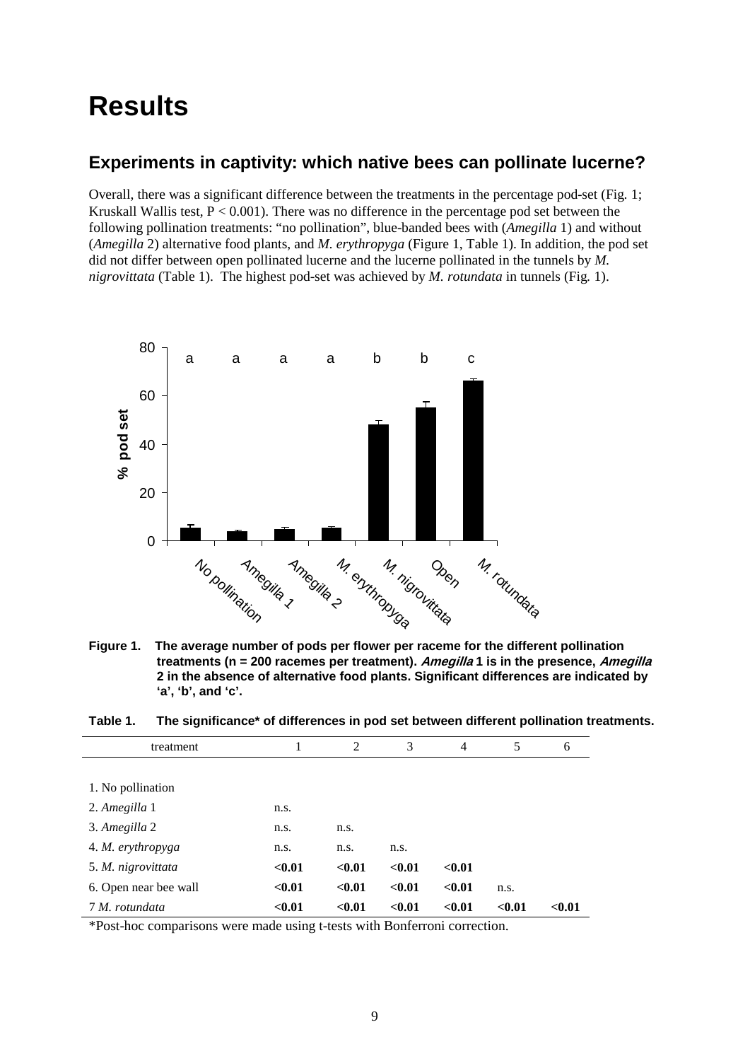# Results

## Experiments in captivity: which native bees can pollinate lucerne?

Overall, there was a significant difference between the treatments in the percentage pod-set (Fig. 1; Kruskall Wallis test, $P < 0.001$). There was no difference in the percentage pod set between the following pollination treatments: "no pollination", blue-banded bees with (*Amegilla* 1) and without (*Amegilla* 2) alternative food plants, and *M. erythropyga* (Figure 1, Table 1). In addition, the pod set did not differ between open pollinated lucerne and the lucerne pollinated in the tunnels by *M. nigrovittata* (Table 1). The highest pod-set was achieved by *M. rotundata* in tunnels (Fig. 1).

**Figure 1. The average number of pods per flower per raceme for the different pollination treatments (n = 200 racemes per treatment). *Amegilla* 1 is in the presence, *Amegilla* 2 in the absence of alternative food plants. Significant differences are indicated by 'a', 'b', and 'c'.**

**Table 1. The significance* of differences in pod set between different pollination treatments.**

| treatment | 1 | 2 | 3 | 4 | 5 | 6 |
|---|---|---|---|---|---|---|
| 1. No pollination | | | | | | |
| 2. *Amegilla* 1 | n.s. | | | | | |
| 3. *Amegilla* 2 | n.s. | n.s. | | | | |
| 4. *M. erythropyga* | n.s. | n.s. | n.s. | | | |
| 5. *M. nigrovittata* | **<0.01** | **<0.01** | **<0.01** | **<0.01** | | |
| 6. Open near bee wall | **<0.01** | **<0.01** | **<0.01** | **<0.01** | n.s. | |
| 7 *M. rotundata* | **<0.01** | **<0.01** | **<0.01** | **<0.01** | **<0.01** | **<0.01** |

*Post-hoc comparisons were made using t-tests with Bonferroni correction.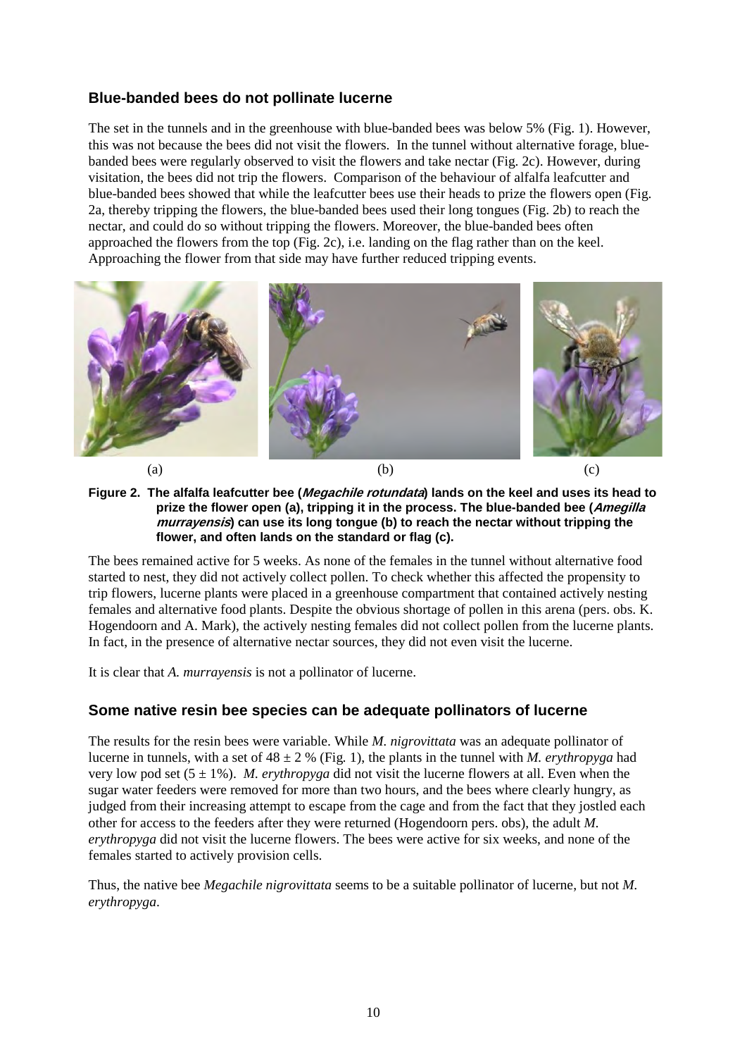## Blue-banded bees do not pollinate lucerne

The set in the tunnels and in the greenhouse with blue-banded bees was below 5% (Fig. 1). However, this was not because the bees did not visit the flowers. In the tunnel without alternative forage, blue-banded bees were regularly observed to visit the flowers and take nectar (Fig. 2c). However, during visitation, the bees did not trip the flowers. Comparison of the behaviour of alfalfa leafcutter and blue-banded bees showed that while the leafcutter bees use their heads to prize the flowers open (Fig. 2a, thereby tripping the flowers, the blue-banded bees used their long tongues (Fig. 2b) to reach the nectar, and could do so without tripping the flowers. Moreover, the blue-banded bees often approached the flowers from the top (Fig. 2c), i.e. landing on the flag rather than on the keel. Approaching the flower from that side may have further reduced tripping events.

(a) (b) (c)

**Figure 2. The alfalfa leafcutter bee (*Megachile rotundata*) lands on the keel and uses its head to prize the flower open (a), tripping it in the process. The blue-banded bee (*Amegilla murrayensis*) can use its long tongue (b) to reach the nectar without tripping the flower, and often lands on the standard or flag (c).**

The bees remained active for 5 weeks. As none of the females in the tunnel without alternative food started to nest, they did not actively collect pollen. To check whether this affected the propensity to trip flowers, lucerne plants were placed in a greenhouse compartment that contained actively nesting females and alternative food plants. Despite the obvious shortage of pollen in this arena (pers. obs. K. Hogendoorn and A. Mark), the actively nesting females did not collect pollen from the lucerne plants. In fact, in the presence of alternative nectar sources, they did not even visit the lucerne.

It is clear that *A. murrayensis* is not a pollinator of lucerne.

## Some native resin bee species can be adequate pollinators of lucerne

The results for the resin bees were variable. While *M. nigrovittata* was an adequate pollinator of lucerne in tunnels, with a set of $48 \pm 2$ % (Fig. 1), the plants in the tunnel with *M. erythropyga* had very low pod set ($5 \pm 1$%). *M. erythropyga* did not visit the lucerne flowers at all. Even when the sugar water feeders were removed for more than two hours, and the bees where clearly hungry, as judged from their increasing attempt to escape from the cage and from the fact that they jostled each other for access to the feeders after they were returned (Hogendoorn pers. obs), the adult *M. erythropyga* did not visit the lucerne flowers. The bees were active for six weeks, and none of the females started to actively provision cells.

Thus, the native bee *Megachile nigrovittata* seems to be a suitable pollinator of lucerne, but not *M. erythropyga*.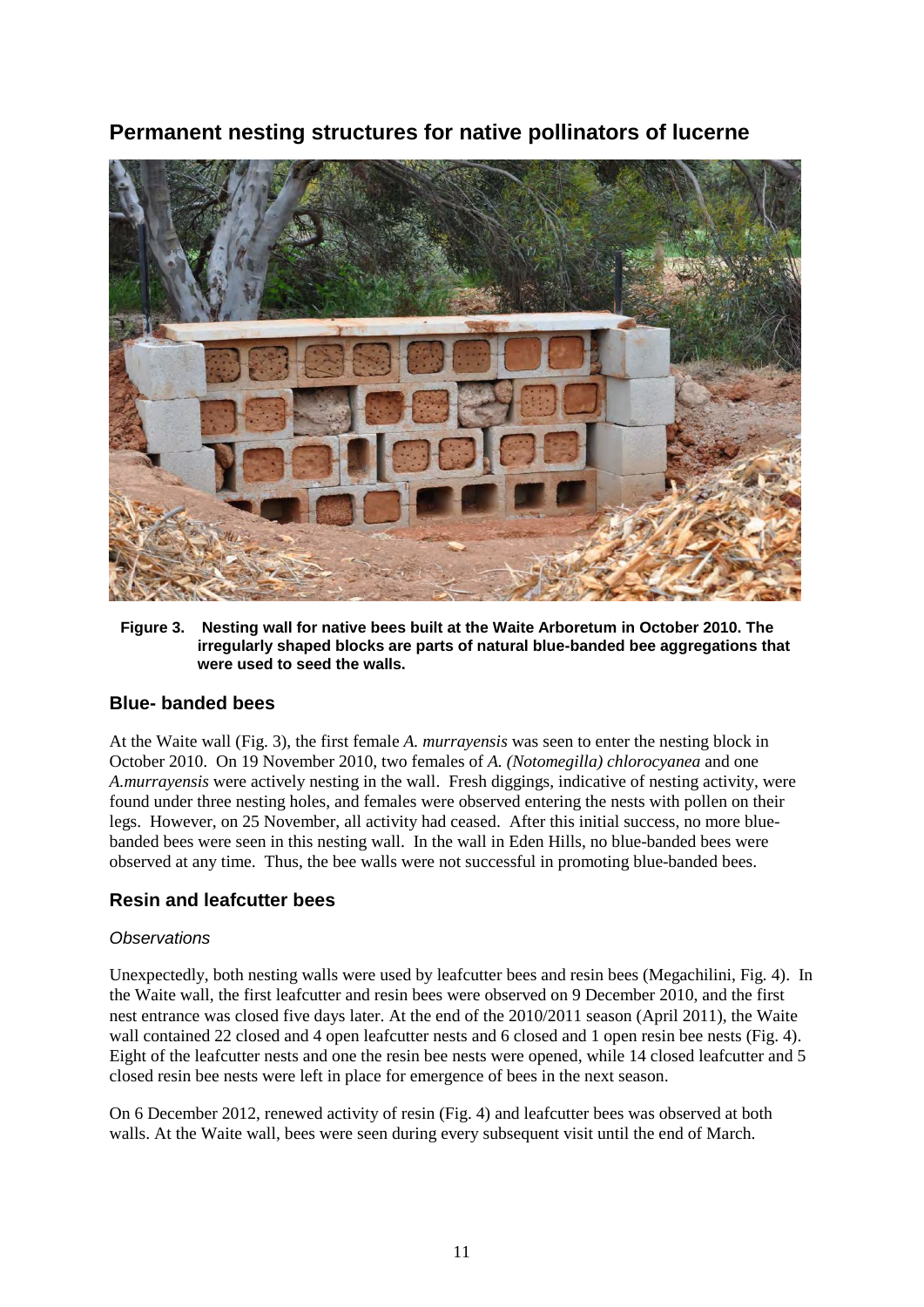## Permanent nesting structures for native pollinators of lucerne

**Figure 3. Nesting wall for native bees built at the Waite Arboretum in October 2010. The irregularly shaped blocks are parts of natural blue-banded bee aggregations that were used to seed the walls.**

### Blue- banded bees

At the Waite wall (Fig. 3), the first female *A. murrayensis* was seen to enter the nesting block in October 2010. On 19 November 2010, two females of *A. (Notomegilla) chlorocyanea* and one *A.murrayensis* were actively nesting in the wall. Fresh diggings, indicative of nesting activity, were found under three nesting holes, and females were observed entering the nests with pollen on their legs. However, on 25 November, all activity had ceased. After this initial success, no more blue-banded bees were seen in this nesting wall. In the wall in Eden Hills, no blue-banded bees were observed at any time. Thus, the bee walls were not successful in promoting blue-banded bees.

### Resin and leafcutter bees

#### *Observations*

Unexpectedly, both nesting walls were used by leafcutter bees and resin bees (Megachilini, Fig. 4). In the Waite wall, the first leafcutter and resin bees were observed on 9 December 2010, and the first nest entrance was closed five days later. At the end of the 2010/2011 season (April 2011), the Waite wall contained 22 closed and 4 open leafcutter nests and 6 closed and 1 open resin bee nests (Fig. 4). Eight of the leafcutter nests and one the resin bee nests were opened, while 14 closed leafcutter and 5 closed resin bee nests were left in place for emergence of bees in the next season.

On 6 December 2012, renewed activity of resin (Fig. 4) and leafcutter bees was observed at both walls. At the Waite wall, bees were seen during every subsequent visit until the end of March.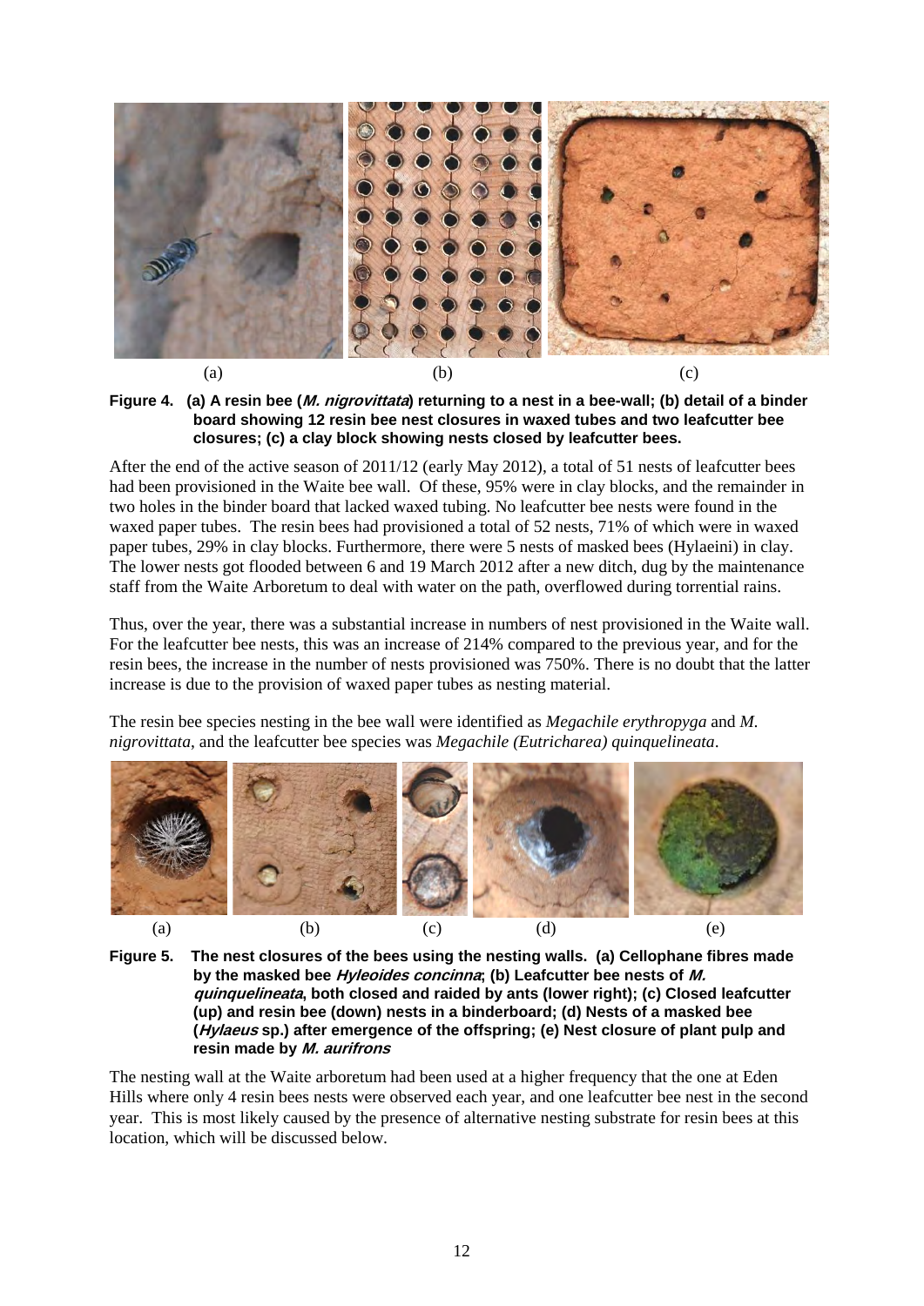(a) (b) (c)

**Figure 4. (a) A resin bee (*M. nigrovittata*) returning to a nest in a bee-wall; (b) detail of a binder board showing 12 resin bee nest closures in waxed tubes and two leafcutter bee closures; (c) a clay block showing nests closed by leafcutter bees.**

After the end of the active season of 2011/12 (early May 2012), a total of 51 nests of leafcutter bees had been provisioned in the Waite bee wall. Of these, 95% were in clay blocks, and the remainder in two holes in the binder board that lacked waxed tubing. No leafcutter bee nests were found in the waxed paper tubes. The resin bees had provisioned a total of 52 nests, 71% of which were in waxed paper tubes, 29% in clay blocks. Furthermore, there were 5 nests of masked bees (Hylaeini) in clay. The lower nests got flooded between 6 and 19 March 2012 after a new ditch, dug by the maintenance staff from the Waite Arboretum to deal with water on the path, overflowed during torrential rains.

Thus, over the year, there was a substantial increase in numbers of nest provisioned in the Waite wall. For the leafcutter bee nests, this was an increase of 214% compared to the previous year, and for the resin bees, the increase in the number of nests provisioned was 750%. There is no doubt that the latter increase is due to the provision of waxed paper tubes as nesting material.

The resin bee species nesting in the bee wall were identified as *Megachile erythropyga* and *M. nigrovittata*, and the leafcutter bee species was *Megachile (Eutricharea) quinquelineata*.

(a) (b) (c) (d) (e)

**Figure 5. The nest closures of the bees using the nesting walls. (a) Cellophane fibres made by the masked bee *Hyleoides concinna*; (b) Leafcutter bee nests of *M. quinquelineata*, both closed and raided by ants (lower right); (c) Closed leafcutter (up) and resin bee (down) nests in a binderboard; (d) Nests of a masked bee (*Hylaeus* sp.) after emergence of the offspring; (e) Nest closure of plant pulp and resin made by *M. aurifrons***

The nesting wall at the Waite arboretum had been used at a higher frequency that the one at Eden Hills where only 4 resin bees nests were observed each year, and one leafcutter bee nest in the second year. This is most likely caused by the presence of alternative nesting substrate for resin bees at this location, which will be discussed below.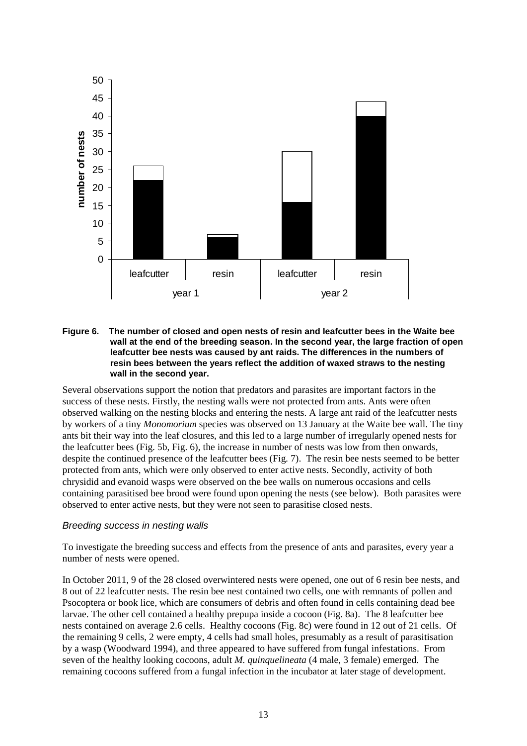**Figure 6. The number of closed and open nests of resin and leafcutter bees in the Waite bee wall at the end of the breeding season. In the second year, the large fraction of open leafcutter bee nests was caused by ant raids. The differences in the numbers of resin bees between the years reflect the addition of waxed straws to the nesting wall in the second year.**

Several observations support the notion that predators and parasites are important factors in the success of these nests. Firstly, the nesting walls were not protected from ants. Ants were often observed walking on the nesting blocks and entering the nests. A large ant raid of the leafcutter nests by workers of a tiny *Monomorium* species was observed on 13 January at the Waite bee wall. The tiny ants bit their way into the leaf closures, and this led to a large number of irregularly opened nests for the leafcutter bees (Fig. 5b, Fig. 6), the increase in number of nests was low from then onwards, despite the continued presence of the leafcutter bees (Fig. 7). The resin bee nests seemed to be better protected from ants, which were only observed to enter active nests. Secondly, activity of both chrysidid and evanoid wasps were observed on the bee walls on numerous occasions and cells containing parasitised bee brood were found upon opening the nests (see below). Both parasites were observed to enter active nests, but they were not seen to parasitise closed nests.

### *Breeding success in nesting walls*

To investigate the breeding success and effects from the presence of ants and parasites, every year a number of nests were opened.

In October 2011, 9 of the 28 closed overwintered nests were opened, one out of 6 resin bee nests, and 8 out of 22 leafcutter nests. The resin bee nest contained two cells, one with remnants of pollen and Psocoptera or book lice, which are consumers of debris and often found in cells containing dead bee larvae. The other cell contained a healthy prepupa inside a cocoon (Fig. 8a). The 8 leafcutter bee nests contained on average 2.6 cells. Healthy cocoons (Fig. 8c) were found in 12 out of 21 cells. Of the remaining 9 cells, 2 were empty, 4 cells had small holes, presumably as a result of parasitisation by a wasp (Woodward 1994), and three appeared to have suffered from fungal infestations. From seven of the healthy looking cocoons, adult *M. quinquelineata* (4 male, 3 female) emerged. The remaining cocoons suffered from a fungal infection in the incubator at later stage of development.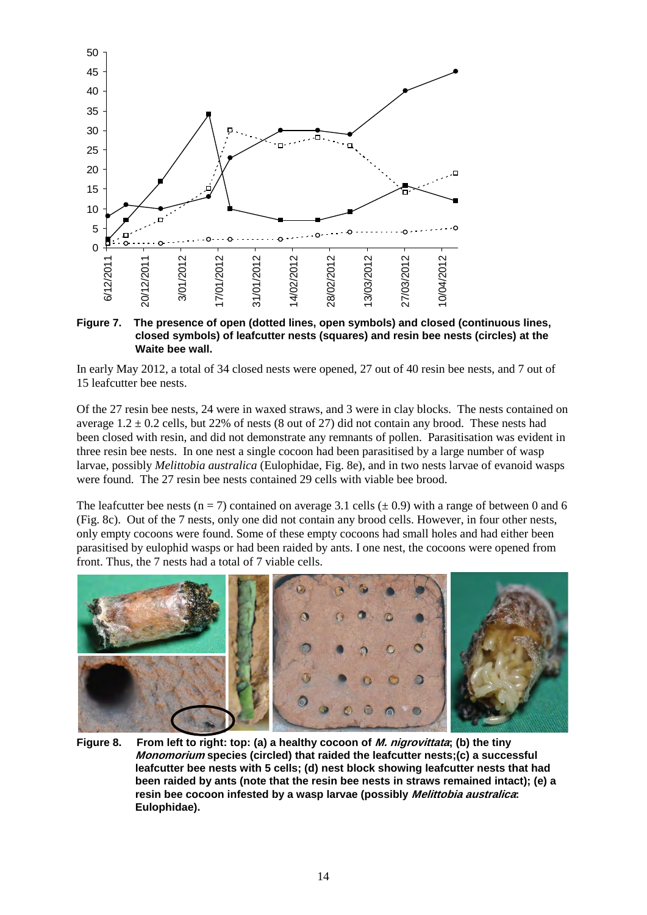**Figure 7. The presence of open (dotted lines, open symbols) and closed (continuous lines, closed symbols) of leafcutter nests (squares) and resin bee nests (circles) at the Waite bee wall.**

In early May 2012, a total of 34 closed nests were opened, 27 out of 40 resin bee nests, and 7 out of 15 leafcutter bee nests.

Of the 27 resin bee nests, 24 were in waxed straws, and 3 were in clay blocks. The nests contained on average $1.2 \pm 0.2$ cells, but 22% of nests (8 out of 27) did not contain any brood. These nests had been closed with resin, and did not demonstrate any remnants of pollen. Parasitisation was evident in three resin bee nests. In one nest a single cocoon had been parasitised by a large number of wasp larvae, possibly *Melittobia australica* (Eulophidae, Fig. 8e), and in two nests larvae of evanoid wasps were found. The 27 resin bee nests contained 29 cells with viable bee brood.

The leafcutter bee nests ($n = 7$) contained on average 3.1 cells ($\pm$ 0.9) with a range of between 0 and 6 (Fig. 8c). Out of the 7 nests, only one did not contain any brood cells. However, in four other nests, only empty cocoons were found. Some of these empty cocoons had small holes and had either been parasitised by eulophid wasps or had been raided by ants. I one nest, the cocoons were opened from front. Thus, the 7 nests had a total of 7 viable cells.

**Figure 8. From left to right: top: (a) a healthy cocoon of *M. nigrovittata*; (b) the tiny *Monomorium* species (circled) that raided the leafcutter nests;(c) a successful leafcutter bee nests with 5 cells; (d) nest block showing leafcutter nests that had been raided by ants (note that the resin bee nests in straws remained intact); (e) a resin bee cocoon infested by a wasp larvae (possibly *Melittobia australica*: Eulophidae).**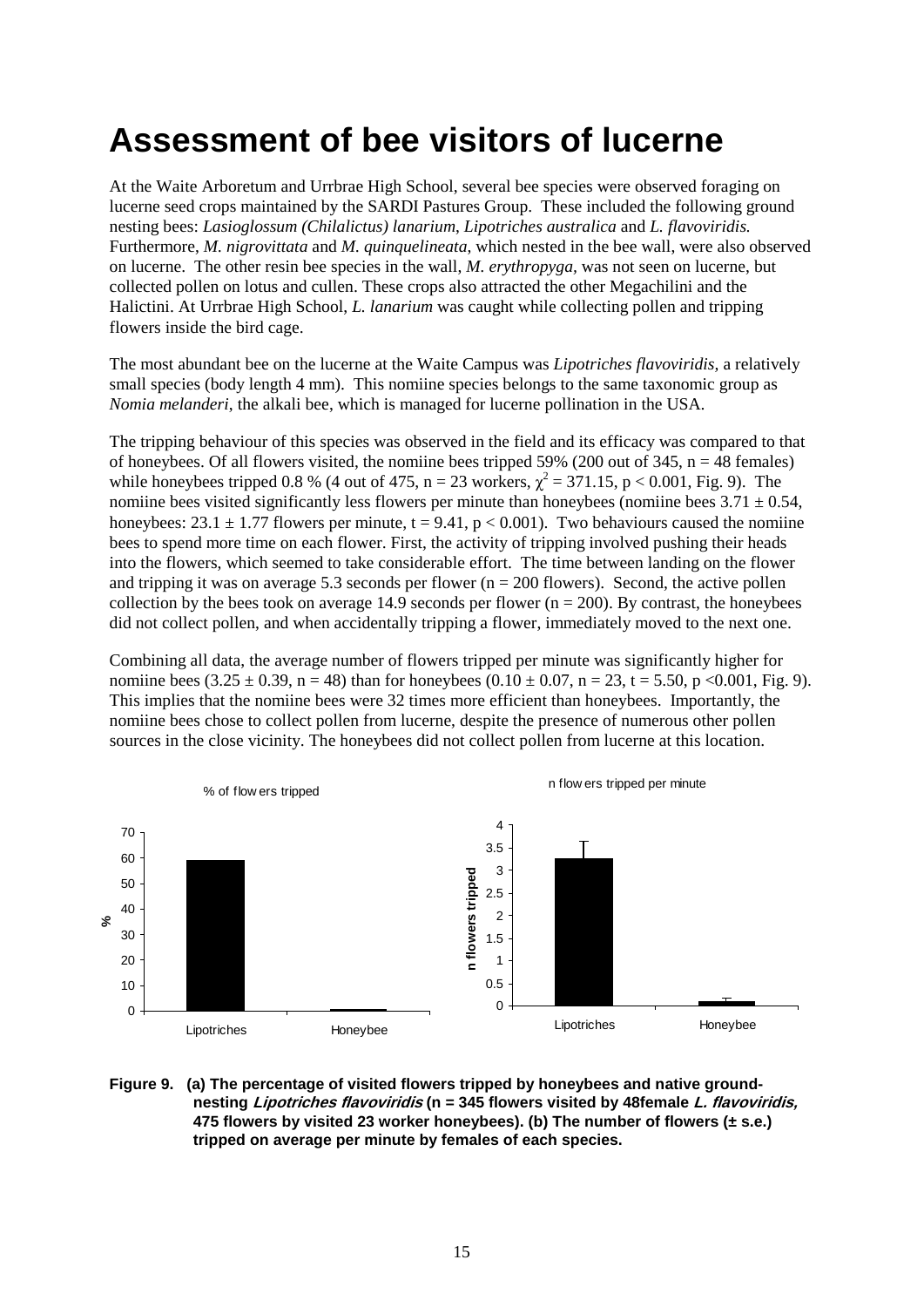# Assessment of bee visitors of lucerne

At the Waite Arboretum and Urrbrae High School, several bee species were observed foraging on lucerne seed crops maintained by the SARDI Pastures Group. These included the following ground nesting bees: *Lasioglossum (Chilalictus) lanarium*, *Lipotriches australica* and *L. flavoviridis.* Furthermore, *M. nigrovittata* and *M. quinquelineata*, which nested in the bee wall, were also observed on lucerne. The other resin bee species in the wall, *M. erythropyga*, was not seen on lucerne, but collected pollen on lotus and cullen. These crops also attracted the other Megachilini and the Halictini. At Urrbrae High School, *L. lanarium* was caught while collecting pollen and tripping flowers inside the bird cage.

The most abundant bee on the lucerne at the Waite Campus was *Lipotriches flavoviridis,* a relatively small species (body length 4 mm). This nomiine species belongs to the same taxonomic group as *Nomia melanderi*, the alkali bee, which is managed for lucerne pollination in the USA.

The tripping behaviour of this species was observed in the field and its efficacy was compared to that of honeybees. Of all flowers visited, the nomiine bees tripped 59% (200 out of 345, $n = 48$ females) while honeybees tripped 0.8 % (4 out of 475, $n = 23$ workers, $\chi^2 = 371.15$, $p < 0.001$, Fig. 9). The nomiine bees visited significantly less flowers per minute than honeybees (nomiine bees $3.71 \pm 0.54$, honeybees: $23.1 \pm 1.77$ flowers per minute, $t = 9.41$, $p < 0.001$). Two behaviours caused the nomiine bees to spend more time on each flower. First, the activity of tripping involved pushing their heads into the flowers, which seemed to take considerable effort. The time between landing on the flower and tripping it was on average 5.3 seconds per flower ($n = 200$ flowers). Second, the active pollen collection by the bees took on average 14.9 seconds per flower ($n = 200$). By contrast, the honeybees did not collect pollen, and when accidentally tripping a flower, immediately moved to the next one.

Combining all data, the average number of flowers tripped per minute was significantly higher for nomiine bees ($3.25 \pm 0.39$, $n = 48$) than for honeybees ($0.10 \pm 0.07$, $n = 23$, $t = 5.50$, $p < 0.001$, Fig. 9). This implies that the nomiine bees were 32 times more efficient than honeybees. Importantly, the nomiine bees chose to collect pollen from lucerne, despite the presence of numerous other pollen sources in the close vicinity. The honeybees did not collect pollen from lucerne at this location.

**Figure 9. (a) The percentage of visited flowers tripped by honeybees and native ground-nesting *Lipotriches flavoviridis* (n = 345 flowers visited by 48female *L. flavoviridis,* 475 flowers by visited 23 worker honeybees). (b) The number of flowers (± s.e.) tripped on average per minute by females of each species.**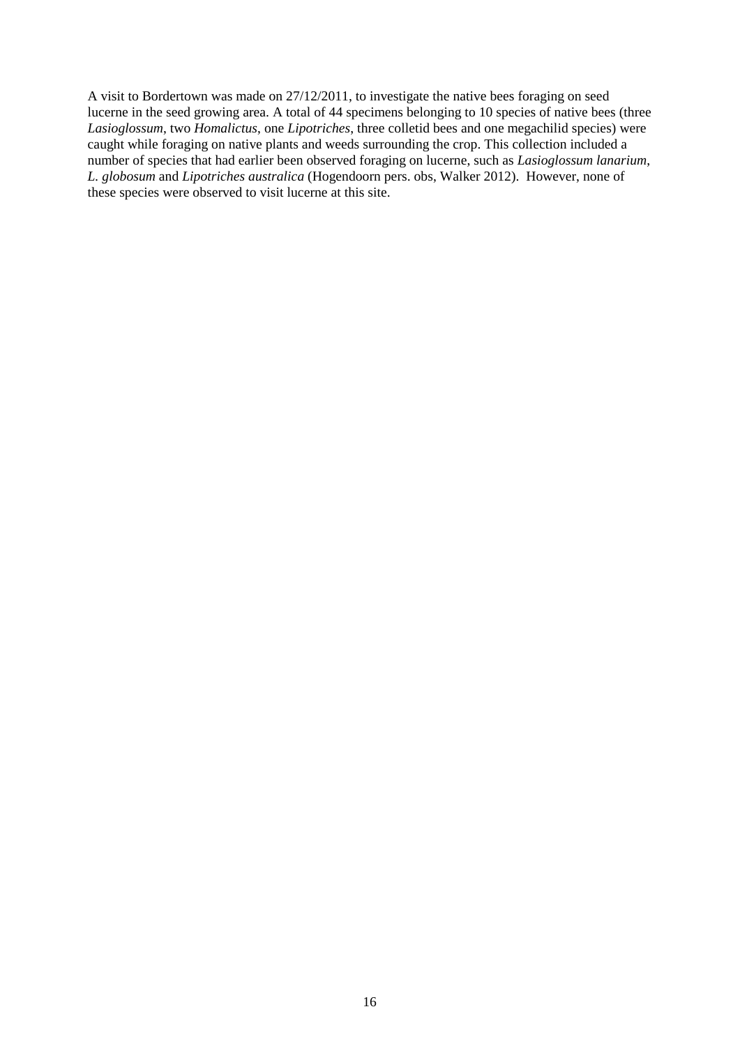A visit to Bordertown was made on 27/12/2011, to investigate the native bees foraging on seed lucerne in the seed growing area. A total of 44 specimens belonging to 10 species of native bees (three *Lasioglossum*, two *Homalictus*, one *Lipotriches*, three colletid bees and one megachilid species) were caught while foraging on native plants and weeds surrounding the crop. This collection included a number of species that had earlier been observed foraging on lucerne, such as *Lasioglossum lanarium*, *L. globosum* and *Lipotriches australica* (Hogendoorn pers. obs, Walker 2012). However, none of these species were observed to visit lucerne at this site.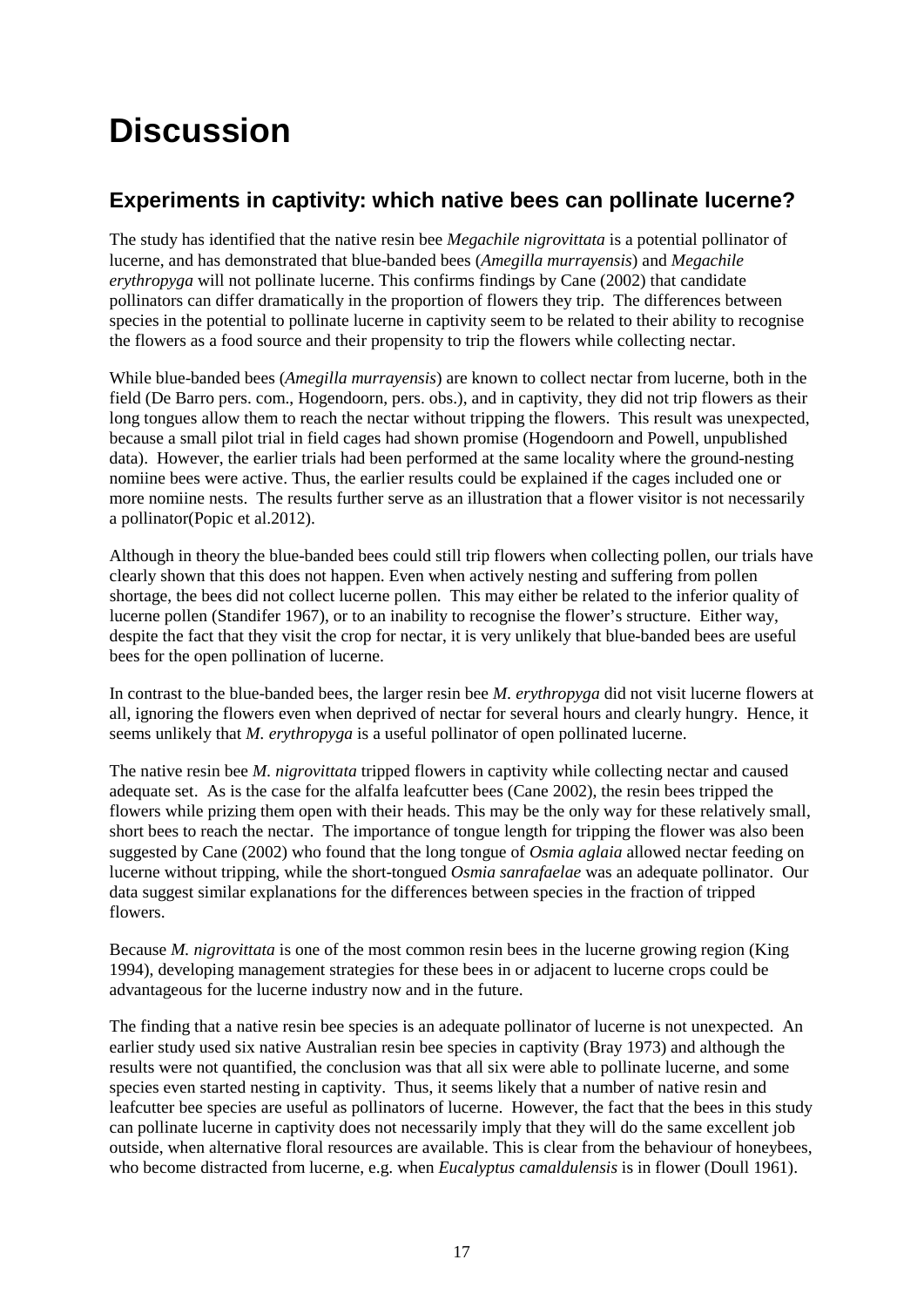# Discussion

## Experiments in captivity: which native bees can pollinate lucerne?

The study has identified that the native resin bee *Megachile nigrovittata* is a potential pollinator of lucerne, and has demonstrated that blue-banded bees (*Amegilla murrayensis*) and *Megachile erythropyga* will not pollinate lucerne. This confirms findings by Cane (2002) that candidate pollinators can differ dramatically in the proportion of flowers they trip. The differences between species in the potential to pollinate lucerne in captivity seem to be related to their ability to recognise the flowers as a food source and their propensity to trip the flowers while collecting nectar.

While blue-banded bees (*Amegilla murrayensis*) are known to collect nectar from lucerne, both in the field (De Barro pers. com., Hogendoorn, pers. obs.), and in captivity, they did not trip flowers as their long tongues allow them to reach the nectar without tripping the flowers. This result was unexpected, because a small pilot trial in field cages had shown promise (Hogendoorn and Powell, unpublished data). However, the earlier trials had been performed at the same locality where the ground-nesting nomiine bees were active. Thus, the earlier results could be explained if the cages included one or more nomiine nests. The results further serve as an illustration that a flower visitor is not necessarily a pollinator(Popic et al.2012).

Although in theory the blue-banded bees could still trip flowers when collecting pollen, our trials have clearly shown that this does not happen. Even when actively nesting and suffering from pollen shortage, the bees did not collect lucerne pollen. This may either be related to the inferior quality of lucerne pollen (Standifer 1967), or to an inability to recognise the flower's structure. Either way, despite the fact that they visit the crop for nectar, it is very unlikely that blue-banded bees are useful bees for the open pollination of lucerne.

In contrast to the blue-banded bees, the larger resin bee *M. erythropyga* did not visit lucerne flowers at all, ignoring the flowers even when deprived of nectar for several hours and clearly hungry. Hence, it seems unlikely that *M. erythropyga* is a useful pollinator of open pollinated lucerne.

The native resin bee *M. nigrovittata* tripped flowers in captivity while collecting nectar and caused adequate set. As is the case for the alfalfa leafcutter bees (Cane 2002), the resin bees tripped the flowers while prizing them open with their heads. This may be the only way for these relatively small, short bees to reach the nectar. The importance of tongue length for tripping the flower was also been suggested by Cane (2002) who found that the long tongue of *Osmia aglaia* allowed nectar feeding on lucerne without tripping, while the short-tongued *Osmia sanrafaelae* was an adequate pollinator. Our data suggest similar explanations for the differences between species in the fraction of tripped flowers.

Because *M. nigrovittata* is one of the most common resin bees in the lucerne growing region (King 1994), developing management strategies for these bees in or adjacent to lucerne crops could be advantageous for the lucerne industry now and in the future.

The finding that a native resin bee species is an adequate pollinator of lucerne is not unexpected. An earlier study used six native Australian resin bee species in captivity (Bray 1973) and although the results were not quantified, the conclusion was that all six were able to pollinate lucerne, and some species even started nesting in captivity. Thus, it seems likely that a number of native resin and leafcutter bee species are useful as pollinators of lucerne. However, the fact that the bees in this study can pollinate lucerne in captivity does not necessarily imply that they will do the same excellent job outside, when alternative floral resources are available. This is clear from the behaviour of honeybees, who become distracted from lucerne, e.g. when *Eucalyptus camaldulensis* is in flower (Doull 1961).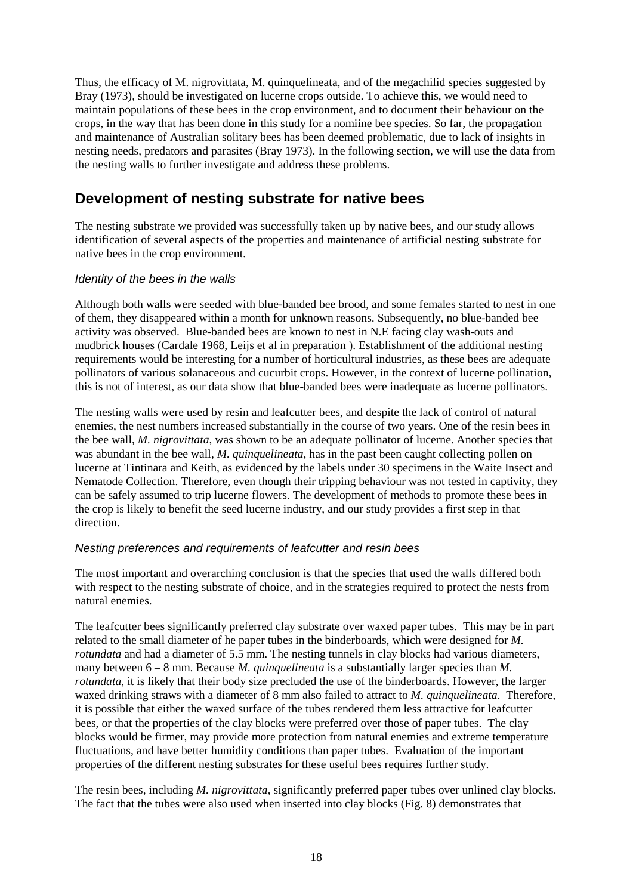Thus, the efficacy of M. nigrovittata, M. quinquelineata, and of the megachilid species suggested by Bray (1973), should be investigated on lucerne crops outside. To achieve this, we would need to maintain populations of these bees in the crop environment, and to document their behaviour on the crops, in the way that has been done in this study for a nomiine bee species. So far, the propagation and maintenance of Australian solitary bees has been deemed problematic, due to lack of insights in nesting needs, predators and parasites (Bray 1973). In the following section, we will use the data from the nesting walls to further investigate and address these problems.

## Development of nesting substrate for native bees

The nesting substrate we provided was successfully taken up by native bees, and our study allows identification of several aspects of the properties and maintenance of artificial nesting substrate for native bees in the crop environment.

### *Identity of the bees in the walls*

Although both walls were seeded with blue-banded bee brood, and some females started to nest in one of them, they disappeared within a month for unknown reasons. Subsequently, no blue-banded bee activity was observed. Blue-banded bees are known to nest in N.E facing clay wash-outs and mudbrick houses (Cardale 1968, Leijs et al in preparation ). Establishment of the additional nesting requirements would be interesting for a number of horticultural industries, as these bees are adequate pollinators of various solanaceous and cucurbit crops. However, in the context of lucerne pollination, this is not of interest, as our data show that blue-banded bees were inadequate as lucerne pollinators.

The nesting walls were used by resin and leafcutter bees, and despite the lack of control of natural enemies, the nest numbers increased substantially in the course of two years. One of the resin bees in the bee wall, *M. nigrovittata*, was shown to be an adequate pollinator of lucerne. Another species that was abundant in the bee wall, *M. quinquelineata,* has in the past been caught collecting pollen on lucerne at Tintinara and Keith, as evidenced by the labels under 30 specimens in the Waite Insect and Nematode Collection. Therefore, even though their tripping behaviour was not tested in captivity, they can be safely assumed to trip lucerne flowers. The development of methods to promote these bees in the crop is likely to benefit the seed lucerne industry, and our study provides a first step in that direction.

### *Nesting preferences and requirements of leafcutter and resin bees*

The most important and overarching conclusion is that the species that used the walls differed both with respect to the nesting substrate of choice, and in the strategies required to protect the nests from natural enemies.

The leafcutter bees significantly preferred clay substrate over waxed paper tubes. This may be in part related to the small diameter of he paper tubes in the binderboards, which were designed for *M. rotundata* and had a diameter of 5.5 mm. The nesting tunnels in clay blocks had various diameters, many between 6 – 8 mm. Because *M. quinquelineata* is a substantially larger species than *M. rotundata*, it is likely that their body size precluded the use of the binderboards. However, the larger waxed drinking straws with a diameter of 8 mm also failed to attract to *M. quinquelineata*. Therefore, it is possible that either the waxed surface of the tubes rendered them less attractive for leafcutter bees, or that the properties of the clay blocks were preferred over those of paper tubes. The clay blocks would be firmer, may provide more protection from natural enemies and extreme temperature fluctuations, and have better humidity conditions than paper tubes. Evaluation of the important properties of the different nesting substrates for these useful bees requires further study.

The resin bees, including *M. nigrovittata*, significantly preferred paper tubes over unlined clay blocks. The fact that the tubes were also used when inserted into clay blocks (Fig. 8) demonstrates that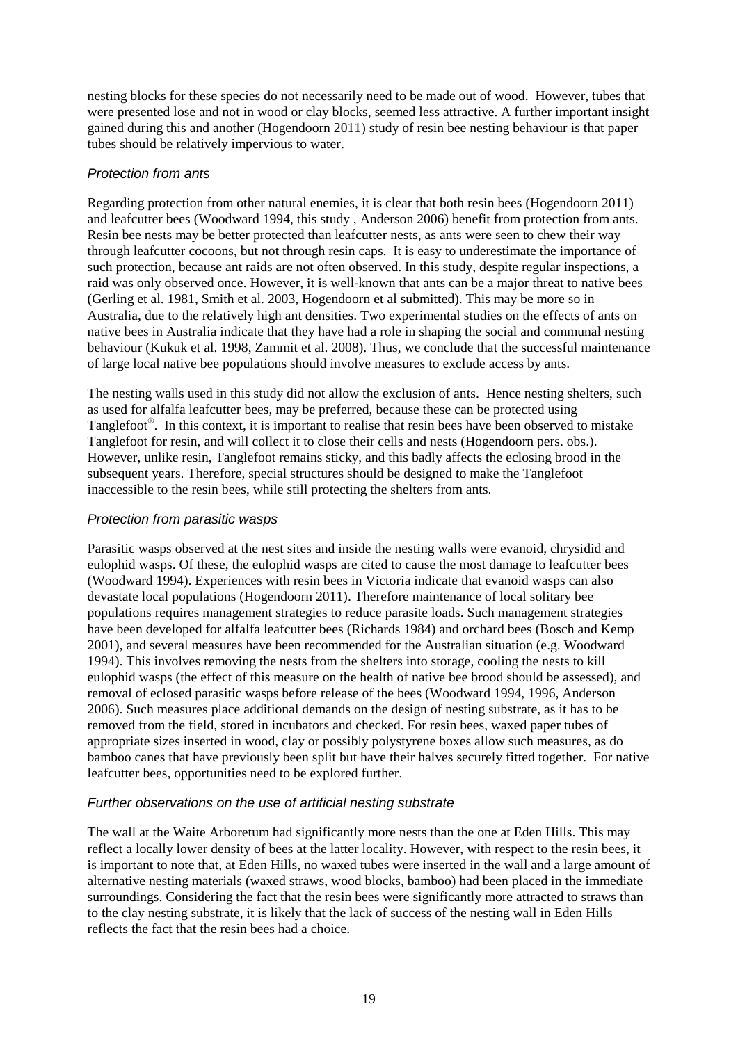nesting blocks for these species do not necessarily need to be made out of wood. However, tubes that were presented lose and not in wood or clay blocks, seemed less attractive. A further important insight gained during this and another (Hogendoorn 2011) study of resin bee nesting behaviour is that paper tubes should be relatively impervious to water.

### *Protection from ants*

Regarding protection from other natural enemies, it is clear that both resin bees (Hogendoorn 2011) and leafcutter bees (Woodward 1994, this study , Anderson 2006) benefit from protection from ants. Resin bee nests may be better protected than leafcutter nests, as ants were seen to chew their way through leafcutter cocoons, but not through resin caps. It is easy to underestimate the importance of such protection, because ant raids are not often observed. In this study, despite regular inspections, a raid was only observed once. However, it is well-known that ants can be a major threat to native bees (Gerling et al. 1981, Smith et al. 2003, Hogendoorn et al submitted). This may be more so in Australia, due to the relatively high ant densities. Two experimental studies on the effects of ants on native bees in Australia indicate that they have had a role in shaping the social and communal nesting behaviour (Kukuk et al. 1998, Zammit et al. 2008). Thus, we conclude that the successful maintenance of large local native bee populations should involve measures to exclude access by ants.

The nesting walls used in this study did not allow the exclusion of ants. Hence nesting shelters, such as used for alfalfa leafcutter bees, may be preferred, because these can be protected using Tanglefoot®. In this context, it is important to realise that resin bees have been observed to mistake Tanglefoot for resin, and will collect it to close their cells and nests (Hogendoorn pers. obs.). However, unlike resin, Tanglefoot remains sticky, and this badly affects the eclosing brood in the subsequent years. Therefore, special structures should be designed to make the Tanglefoot inaccessible to the resin bees, while still protecting the shelters from ants.

### *Protection from parasitic wasps*

Parasitic wasps observed at the nest sites and inside the nesting walls were evanoid, chrysidid and eulophid wasps. Of these, the eulophid wasps are cited to cause the most damage to leafcutter bees (Woodward 1994). Experiences with resin bees in Victoria indicate that evanoid wasps can also devastate local populations (Hogendoorn 2011). Therefore maintenance of local solitary bee populations requires management strategies to reduce parasite loads. Such management strategies have been developed for alfalfa leafcutter bees (Richards 1984) and orchard bees (Bosch and Kemp 2001), and several measures have been recommended for the Australian situation (e.g. Woodward 1994). This involves removing the nests from the shelters into storage, cooling the nests to kill eulophid wasps (the effect of this measure on the health of native bee brood should be assessed), and removal of eclosed parasitic wasps before release of the bees (Woodward 1994, 1996, Anderson 2006). Such measures place additional demands on the design of nesting substrate, as it has to be removed from the field, stored in incubators and checked. For resin bees, waxed paper tubes of appropriate sizes inserted in wood, clay or possibly polystyrene boxes allow such measures, as do bamboo canes that have previously been split but have their halves securely fitted together. For native leafcutter bees, opportunities need to be explored further.

### *Further observations on the use of artificial nesting substrate*

The wall at the Waite Arboretum had significantly more nests than the one at Eden Hills. This may reflect a locally lower density of bees at the latter locality. However, with respect to the resin bees, it is important to note that, at Eden Hills, no waxed tubes were inserted in the wall and a large amount of alternative nesting materials (waxed straws, wood blocks, bamboo) had been placed in the immediate surroundings. Considering the fact that the resin bees were significantly more attracted to straws than to the clay nesting substrate, it is likely that the lack of success of the nesting wall in Eden Hills reflects the fact that the resin bees had a choice.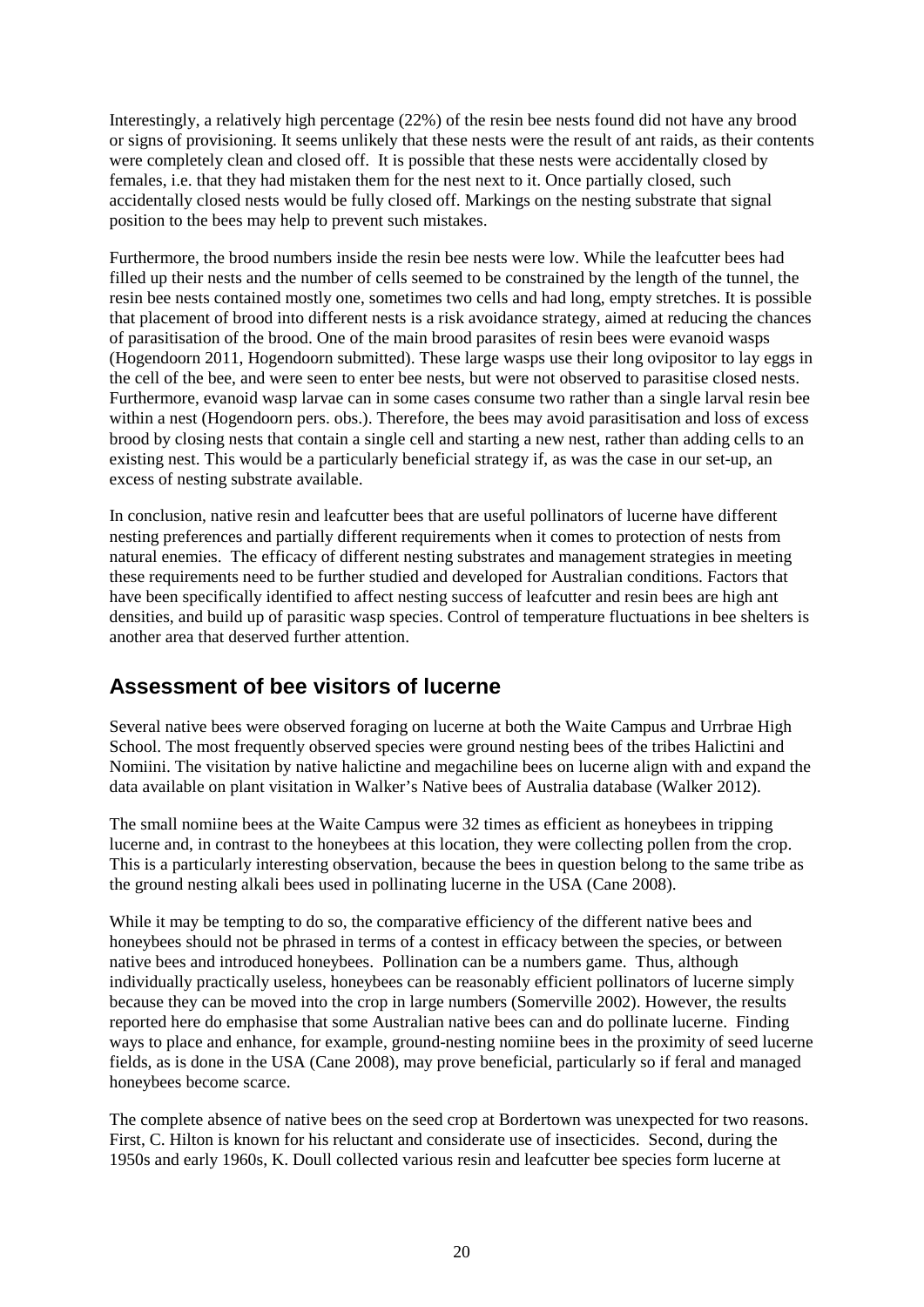Interestingly, a relatively high percentage (22%) of the resin bee nests found did not have any brood or signs of provisioning. It seems unlikely that these nests were the result of ant raids, as their contents were completely clean and closed off. It is possible that these nests were accidentally closed by females, i.e. that they had mistaken them for the nest next to it. Once partially closed, such accidentally closed nests would be fully closed off. Markings on the nesting substrate that signal position to the bees may help to prevent such mistakes.

Furthermore, the brood numbers inside the resin bee nests were low. While the leafcutter bees had filled up their nests and the number of cells seemed to be constrained by the length of the tunnel, the resin bee nests contained mostly one, sometimes two cells and had long, empty stretches. It is possible that placement of brood into different nests is a risk avoidance strategy, aimed at reducing the chances of parasitisation of the brood. One of the main brood parasites of resin bees were evanoid wasps (Hogendoorn 2011, Hogendoorn submitted). These large wasps use their long ovipositor to lay eggs in the cell of the bee, and were seen to enter bee nests, but were not observed to parasitise closed nests. Furthermore, evanoid wasp larvae can in some cases consume two rather than a single larval resin bee within a nest (Hogendoorn pers. obs.). Therefore, the bees may avoid parasitisation and loss of excess brood by closing nests that contain a single cell and starting a new nest, rather than adding cells to an existing nest. This would be a particularly beneficial strategy if, as was the case in our set-up, an excess of nesting substrate available.

In conclusion, native resin and leafcutter bees that are useful pollinators of lucerne have different nesting preferences and partially different requirements when it comes to protection of nests from natural enemies. The efficacy of different nesting substrates and management strategies in meeting these requirements need to be further studied and developed for Australian conditions. Factors that have been specifically identified to affect nesting success of leafcutter and resin bees are high ant densities, and build up of parasitic wasp species. Control of temperature fluctuations in bee shelters is another area that deserved further attention.

## Assessment of bee visitors of lucerne

Several native bees were observed foraging on lucerne at both the Waite Campus and Urrbrae High School. The most frequently observed species were ground nesting bees of the tribes Halictini and Nomiini. The visitation by native halictine and megachiline bees on lucerne align with and expand the data available on plant visitation in Walker's Native bees of Australia database (Walker 2012).

The small nomiine bees at the Waite Campus were 32 times as efficient as honeybees in tripping lucerne and, in contrast to the honeybees at this location, they were collecting pollen from the crop. This is a particularly interesting observation, because the bees in question belong to the same tribe as the ground nesting alkali bees used in pollinating lucerne in the USA (Cane 2008).

While it may be tempting to do so, the comparative efficiency of the different native bees and honeybees should not be phrased in terms of a contest in efficacy between the species, or between native bees and introduced honeybees. Pollination can be a numbers game. Thus, although individually practically useless, honeybees can be reasonably efficient pollinators of lucerne simply because they can be moved into the crop in large numbers (Somerville 2002). However, the results reported here do emphasise that some Australian native bees can and do pollinate lucerne. Finding ways to place and enhance, for example, ground-nesting nomiine bees in the proximity of seed lucerne fields, as is done in the USA (Cane 2008), may prove beneficial, particularly so if feral and managed honeybees become scarce.

The complete absence of native bees on the seed crop at Bordertown was unexpected for two reasons. First, C. Hilton is known for his reluctant and considerate use of insecticides. Second, during the 1950s and early 1960s, K. Doull collected various resin and leafcutter bee species form lucerne at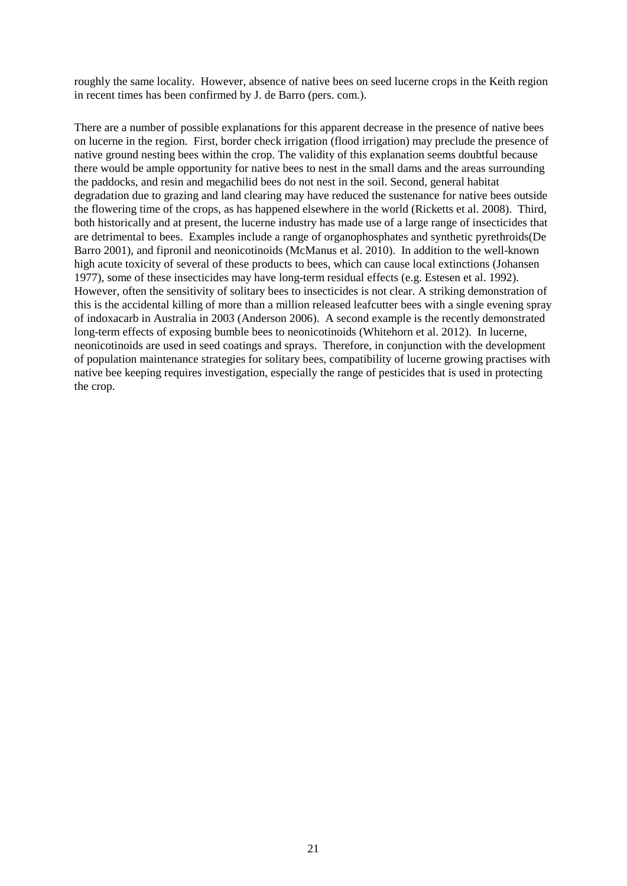roughly the same locality. However, absence of native bees on seed lucerne crops in the Keith region in recent times has been confirmed by J. de Barro (pers. com.).

There are a number of possible explanations for this apparent decrease in the presence of native bees on lucerne in the region. First, border check irrigation (flood irrigation) may preclude the presence of native ground nesting bees within the crop. The validity of this explanation seems doubtful because there would be ample opportunity for native bees to nest in the small dams and the areas surrounding the paddocks, and resin and megachilid bees do not nest in the soil. Second, general habitat degradation due to grazing and land clearing may have reduced the sustenance for native bees outside the flowering time of the crops, as has happened elsewhere in the world (Ricketts et al. 2008). Third, both historically and at present, the lucerne industry has made use of a large range of insecticides that are detrimental to bees. Examples include a range of organophosphates and synthetic pyrethroids(De Barro 2001), and fipronil and neonicotinoids (McManus et al. 2010). In addition to the well-known high acute toxicity of several of these products to bees, which can cause local extinctions (Johansen 1977), some of these insecticides may have long-term residual effects (e.g. Estesen et al. 1992). However, often the sensitivity of solitary bees to insecticides is not clear. A striking demonstration of this is the accidental killing of more than a million released leafcutter bees with a single evening spray of indoxacarb in Australia in 2003 (Anderson 2006). A second example is the recently demonstrated long-term effects of exposing bumble bees to neonicotinoids (Whitehorn et al. 2012). In lucerne, neonicotinoids are used in seed coatings and sprays. Therefore, in conjunction with the development of population maintenance strategies for solitary bees, compatibility of lucerne growing practises with native bee keeping requires investigation, especially the range of pesticides that is used in protecting the crop.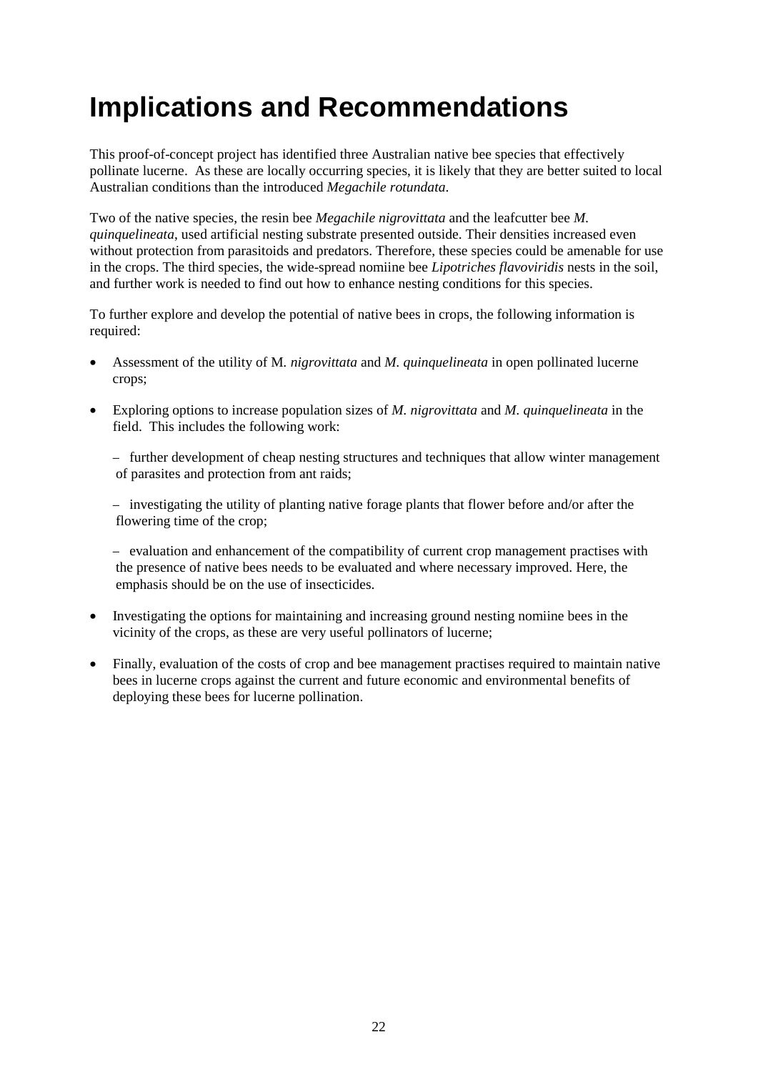# Implications and Recommendations

This proof-of-concept project has identified three Australian native bee species that effectively pollinate lucerne. As these are locally occurring species, it is likely that they are better suited to local Australian conditions than the introduced *Megachile rotundata*.

Two of the native species, the resin bee *Megachile nigrovittata* and the leafcutter bee *M. quinquelineata*, used artificial nesting substrate presented outside. Their densities increased even without protection from parasitoids and predators. Therefore, these species could be amenable for use in the crops. The third species, the wide-spread nomiine bee *Lipotriches flavoviridis* nests in the soil, and further work is needed to find out how to enhance nesting conditions for this species.

To further explore and develop the potential of native bees in crops, the following information is required:

- Assessment of the utility of M. *nigrovittata* and *M. quinquelineata* in open pollinated lucerne crops;
- Exploring options to increase population sizes of *M. nigrovittata* and *M. quinquelineata* in the field. This includes the following work:

  – further development of cheap nesting structures and techniques that allow winter management of parasites and protection from ant raids;

  – investigating the utility of planting native forage plants that flower before and/or after the flowering time of the crop;

  – evaluation and enhancement of the compatibility of current crop management practises with the presence of native bees needs to be evaluated and where necessary improved. Here, the emphasis should be on the use of insecticides.

- Investigating the options for maintaining and increasing ground nesting nomiine bees in the vicinity of the crops, as these are very useful pollinators of lucerne;
- Finally, evaluation of the costs of crop and bee management practises required to maintain native bees in lucerne crops against the current and future economic and environmental benefits of deploying these bees for lucerne pollination.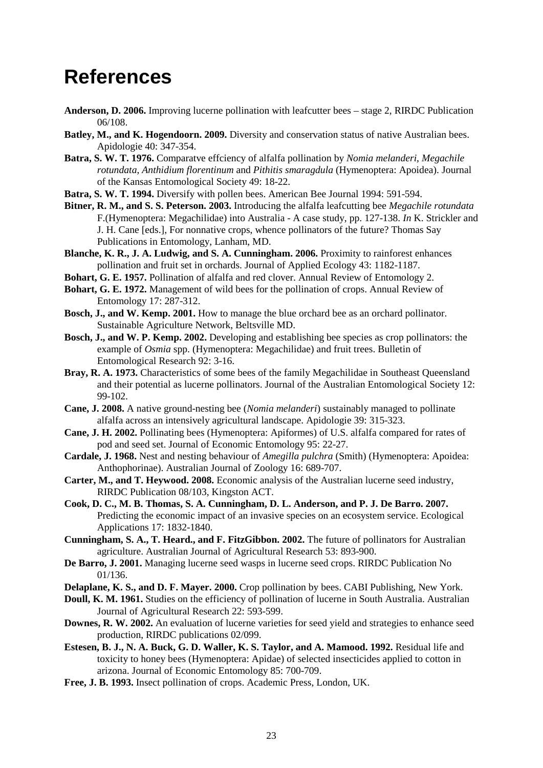# References

**Anderson, D. 2006.** Improving lucerne pollination with leafcutter bees – stage 2, RIRDC Publication 06/108.

**Batley, M., and K. Hogendoorn. 2009.** Diversity and conservation status of native Australian bees. Apidologie 40: 347-354.

**Batra, S. W. T. 1976.** Comparatve effciency of alfalfa pollination by *Nomia melanderi*, *Megachile rotundata*, *Anthidium florentinum* and *Pithitis smaragdula* (Hymenoptera: Apoidea). Journal of the Kansas Entomological Society 49: 18-22.

**Batra, S. W. T. 1994.** Diversify with pollen bees. American Bee Journal 1994: 591-594.

**Bitner, R. M., and S. S. Peterson. 2003.** Introducing the alfalfa leafcutting bee *Megachile rotundata* F.(Hymenoptera: Megachilidae) into Australia - A case study, pp. 127-138. *In* K. Strickler and J. H. Cane [eds.], For nonnative crops, whence pollinators of the future? Thomas Say Publications in Entomology, Lanham, MD.

**Blanche, K. R., J. A. Ludwig, and S. A. Cunningham. 2006.** Proximity to rainforest enhances pollination and fruit set in orchards. Journal of Applied Ecology 43: 1182-1187.

**Bohart, G. E. 1957.** Pollination of alfalfa and red clover. Annual Review of Entomology 2.

**Bohart, G. E. 1972.** Management of wild bees for the pollination of crops. Annual Review of Entomology 17: 287-312.

**Bosch, J., and W. Kemp. 2001.** How to manage the blue orchard bee as an orchard pollinator. Sustainable Agriculture Network, Beltsville MD.

**Bosch, J., and W. P. Kemp. 2002.** Developing and establishing bee species as crop pollinators: the example of *Osmia* spp. (Hymenoptera: Megachilidae) and fruit trees. Bulletin of Entomological Research 92: 3-16.

**Bray, R. A. 1973.** Characteristics of some bees of the family Megachilidae in Southeast Queensland and their potential as lucerne pollinators. Journal of the Australian Entomological Society 12: 99-102.

**Cane, J. 2008.** A native ground-nesting bee (*Nomia melanderi*) sustainably managed to pollinate alfalfa across an intensively agricultural landscape. Apidologie 39: 315-323.

**Cane, J. H. 2002.** Pollinating bees (Hymenoptera: Apiformes) of U.S. alfalfa compared for rates of pod and seed set. Journal of Economic Entomology 95: 22-27.

**Cardale, J. 1968.** Nest and nesting behaviour of *Amegilla pulchra* (Smith) (Hymenoptera: Apoidea: Anthophorinae). Australian Journal of Zoology 16: 689-707.

**Carter, M., and T. Heywood. 2008.** Economic analysis of the Australian lucerne seed industry, RIRDC Publication 08/103, Kingston ACT.

**Cook, D. C., M. B. Thomas, S. A. Cunningham, D. L. Anderson, and P. J. De Barro. 2007.** Predicting the economic impact of an invasive species on an ecosystem service. Ecological Applications 17: 1832-1840.

**Cunningham, S. A., T. Heard., and F. FitzGibbon. 2002.** The future of pollinators for Australian agriculture. Australian Journal of Agricultural Research 53: 893-900.

**De Barro, J. 2001.** Managing lucerne seed wasps in lucerne seed crops. RIRDC Publication No 01/136.

**Delaplane, K. S., and D. F. Mayer. 2000.** Crop pollination by bees. CABI Publishing, New York.

**Doull, K. M. 1961.** Studies on the efficiency of pollination of lucerne in South Australia. Australian Journal of Agricultural Research 22: 593-599.

**Downes, R. W. 2002.** An evaluation of lucerne varieties for seed yield and strategies to enhance seed production, RIRDC publications 02/099.

**Estesen, B. J., N. A. Buck, G. D. Waller, K. S. Taylor, and A. Mamood. 1992.** Residual life and toxicity to honey bees (Hymenoptera: Apidae) of selected insecticides applied to cotton in arizona. Journal of Economic Entomology 85: 700-709.

**Free, J. B. 1993.** Insect pollination of crops. Academic Press, London, UK.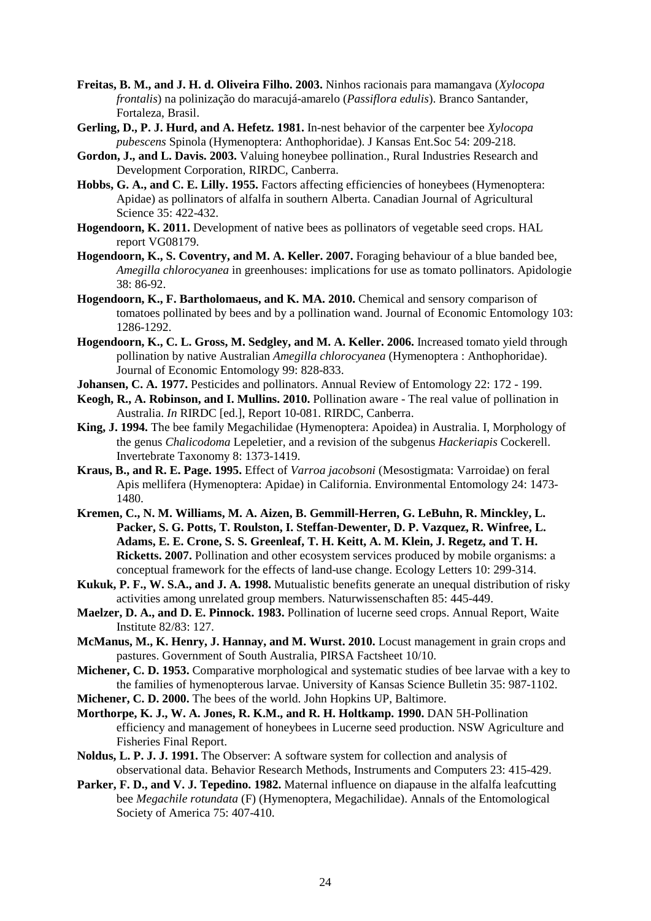**Freitas, B. M., and J. H. d. Oliveira Filho. 2003.** Ninhos racionais para mamangava (*Xylocopa frontalis*) na polinização do maracujá-amarelo (*Passiflora edulis*). Branco Santander, Fortaleza, Brasil.

**Gerling, D., P. J. Hurd, and A. Hefetz. 1981.** In-nest behavior of the carpenter bee *Xylocopa pubescens* Spinola (Hymenoptera: Anthophoridae). J Kansas Ent.Soc 54: 209-218.

**Gordon, J., and L. Davis. 2003.** Valuing honeybee pollination., Rural Industries Research and Development Corporation, RIRDC, Canberra.

**Hobbs, G. A., and C. E. Lilly. 1955.** Factors affecting efficiencies of honeybees (Hymenoptera: Apidae) as pollinators of alfalfa in southern Alberta. Canadian Journal of Agricultural Science 35: 422-432.

**Hogendoorn, K. 2011.** Development of native bees as pollinators of vegetable seed crops. HAL report VG08179.

**Hogendoorn, K., S. Coventry, and M. A. Keller. 2007.** Foraging behaviour of a blue banded bee, *Amegilla chlorocyanea* in greenhouses: implications for use as tomato pollinators. Apidologie 38: 86-92.

**Hogendoorn, K., F. Bartholomaeus, and K. MA. 2010.** Chemical and sensory comparison of tomatoes pollinated by bees and by a pollination wand. Journal of Economic Entomology 103: 1286-1292.

**Hogendoorn, K., C. L. Gross, M. Sedgley, and M. A. Keller. 2006.** Increased tomato yield through pollination by native Australian *Amegilla chlorocyanea* (Hymenoptera : Anthophoridae). Journal of Economic Entomology 99: 828-833.

**Johansen, C. A. 1977.** Pesticides and pollinators. Annual Review of Entomology 22: 172 - 199.

**Keogh, R., A. Robinson, and I. Mullins. 2010.** Pollination aware - The real value of pollination in Australia. *In* RIRDC [ed.], Report 10-081. RIRDC, Canberra.

**King, J. 1994.** The bee family Megachilidae (Hymenoptera: Apoidea) in Australia. I, Morphology of the genus *Chalicodoma* Lepeletier, and a revision of the subgenus *Hackeriapis* Cockerell. Invertebrate Taxonomy 8: 1373-1419.

**Kraus, B., and R. E. Page. 1995.** Effect of *Varroa jacobsoni* (Mesostigmata: Varroidae) on feral Apis mellifera (Hymenoptera: Apidae) in California. Environmental Entomology 24: 1473-1480.

**Kremen, C., N. M. Williams, M. A. Aizen, B. Gemmill-Herren, G. LeBuhn, R. Minckley, L. Packer, S. G. Potts, T. Roulston, I. Steffan-Dewenter, D. P. Vazquez, R. Winfree, L. Adams, E. E. Crone, S. S. Greenleaf, T. H. Keitt, A. M. Klein, J. Regetz, and T. H. Ricketts. 2007.** Pollination and other ecosystem services produced by mobile organisms: a conceptual framework for the effects of land-use change. Ecology Letters 10: 299-314.

**Kukuk, P. F., W. S.A., and J. A. 1998.** Mutualistic benefits generate an unequal distribution of risky activities among unrelated group members. Naturwissenschaften 85: 445-449.

**Maelzer, D. A., and D. E. Pinnock. 1983.** Pollination of lucerne seed crops. Annual Report, Waite Institute 82/83: 127.

**McManus, M., K. Henry, J. Hannay, and M. Wurst. 2010.** Locust management in grain crops and pastures. Government of South Australia, PIRSA Factsheet 10/10.

**Michener, C. D. 1953.** Comparative morphological and systematic studies of bee larvae with a key to the families of hymenopterous larvae. University of Kansas Science Bulletin 35: 987-1102.

**Michener, C. D. 2000.** The bees of the world. John Hopkins UP, Baltimore.

**Morthorpe, K. J., W. A. Jones, R. K.M., and R. H. Holtkamp. 1990.** DAN 5H-Pollination efficiency and management of honeybees in Lucerne seed production. NSW Agriculture and Fisheries Final Report.

**Noldus, L. P. J. J. 1991.** The Observer: A software system for collection and analysis of observational data. Behavior Research Methods, Instruments and Computers 23: 415-429.

**Parker, F. D., and V. J. Tepedino. 1982.** Maternal influence on diapause in the alfalfa leafcutting bee *Megachile rotundata* (F) (Hymenoptera, Megachilidae). Annals of the Entomological Society of America 75: 407-410.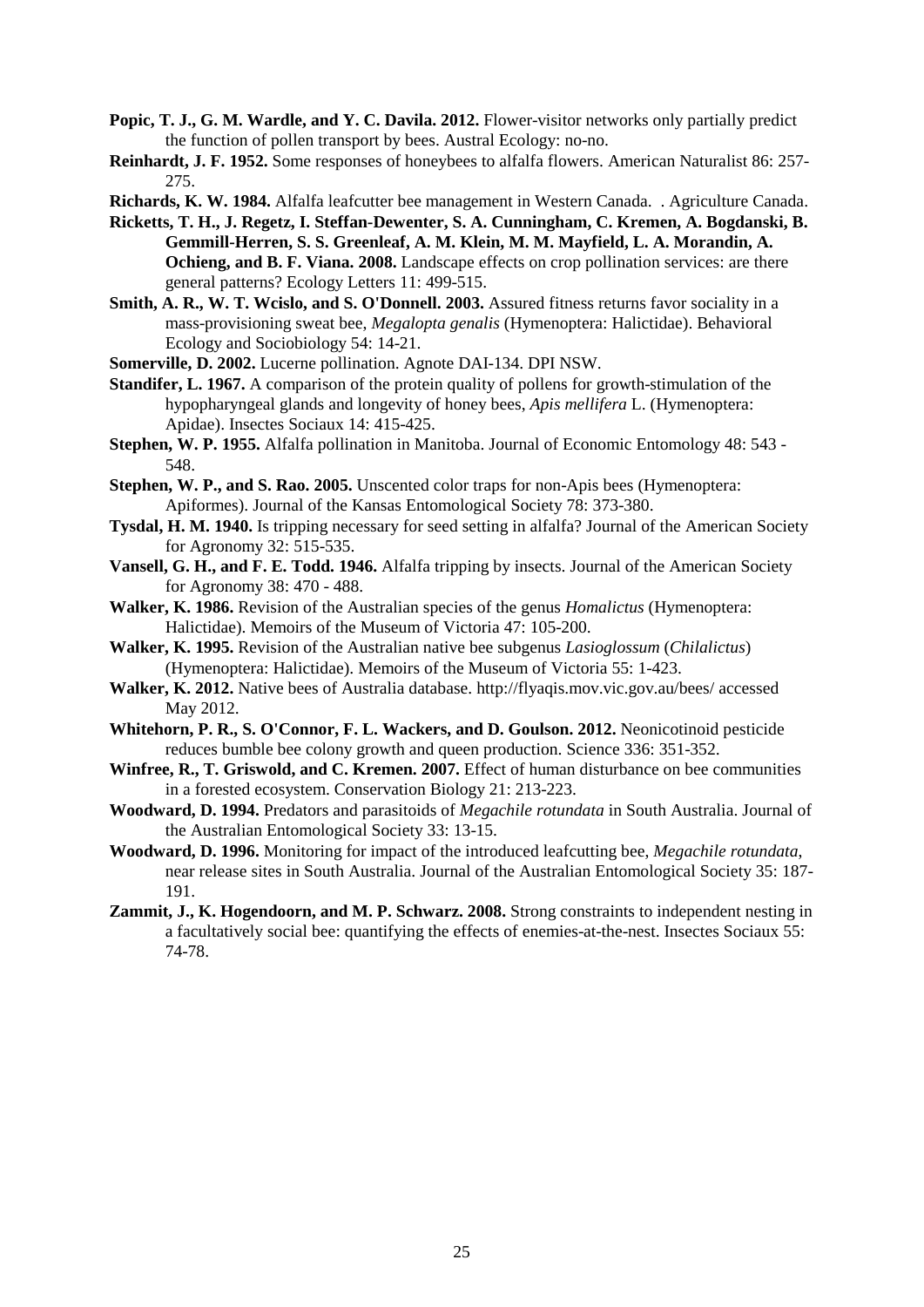**Popic, T. J., G. M. Wardle, and Y. C. Davila. 2012.** Flower-visitor networks only partially predict the function of pollen transport by bees. Austral Ecology: no-no.

**Reinhardt, J. F. 1952.** Some responses of honeybees to alfalfa flowers. American Naturalist 86: 257-275.

**Richards, K. W. 1984.** Alfalfa leafcutter bee management in Western Canada. . Agriculture Canada.

**Ricketts, T. H., J. Regetz, I. Steffan-Dewenter, S. A. Cunningham, C. Kremen, A. Bogdanski, B. Gemmill-Herren, S. S. Greenleaf, A. M. Klein, M. M. Mayfield, L. A. Morandin, A. Ochieng, and B. F. Viana. 2008.** Landscape effects on crop pollination services: are there general patterns? Ecology Letters 11: 499-515.

**Smith, A. R., W. T. Wcislo, and S. O'Donnell. 2003.** Assured fitness returns favor sociality in a mass-provisioning sweat bee, *Megalopta genalis* (Hymenoptera: Halictidae). Behavioral Ecology and Sociobiology 54: 14-21.

**Somerville, D. 2002.** Lucerne pollination. Agnote DAI-134. DPI NSW.

**Standifer, L. 1967.** A comparison of the protein quality of pollens for growth-stimulation of the hypopharyngeal glands and longevity of honey bees, *Apis mellifera* L. (Hymenoptera: Apidae). Insectes Sociaux 14: 415-425.

**Stephen, W. P. 1955.** Alfalfa pollination in Manitoba. Journal of Economic Entomology 48: 543 - 548.

**Stephen, W. P., and S. Rao. 2005.** Unscented color traps for non-Apis bees (Hymenoptera: Apiformes). Journal of the Kansas Entomological Society 78: 373-380.

**Tysdal, H. M. 1940.** Is tripping necessary for seed setting in alfalfa? Journal of the American Society for Agronomy 32: 515-535.

**Vansell, G. H., and F. E. Todd. 1946.** Alfalfa tripping by insects. Journal of the American Society for Agronomy 38: 470 - 488.

**Walker, K. 1986.** Revision of the Australian species of the genus *Homalictus* (Hymenoptera: Halictidae). Memoirs of the Museum of Victoria 47: 105-200.

**Walker, K. 1995.** Revision of the Australian native bee subgenus *Lasioglossum* (*Chilalictus*) (Hymenoptera: Halictidae). Memoirs of the Museum of Victoria 55: 1-423.

**Walker, K. 2012.** Native bees of Australia database. http://flyaqis.mov.vic.gov.au/bees/ accessed May 2012.

**Whitehorn, P. R., S. O'Connor, F. L. Wackers, and D. Goulson. 2012.** Neonicotinoid pesticide reduces bumble bee colony growth and queen production. Science 336: 351-352.

**Winfree, R., T. Griswold, and C. Kremen. 2007.** Effect of human disturbance on bee communities in a forested ecosystem. Conservation Biology 21: 213-223.

**Woodward, D. 1994.** Predators and parasitoids of *Megachile rotundata* in South Australia. Journal of the Australian Entomological Society 33: 13-15.

**Woodward, D. 1996.** Monitoring for impact of the introduced leafcutting bee, *Megachile rotundata*, near release sites in South Australia. Journal of the Australian Entomological Society 35: 187-191.

**Zammit, J., K. Hogendoorn, and M. P. Schwarz. 2008.** Strong constraints to independent nesting in a facultatively social bee: quantifying the effects of enemies-at-the-nest. Insectes Sociaux 55: 74-78.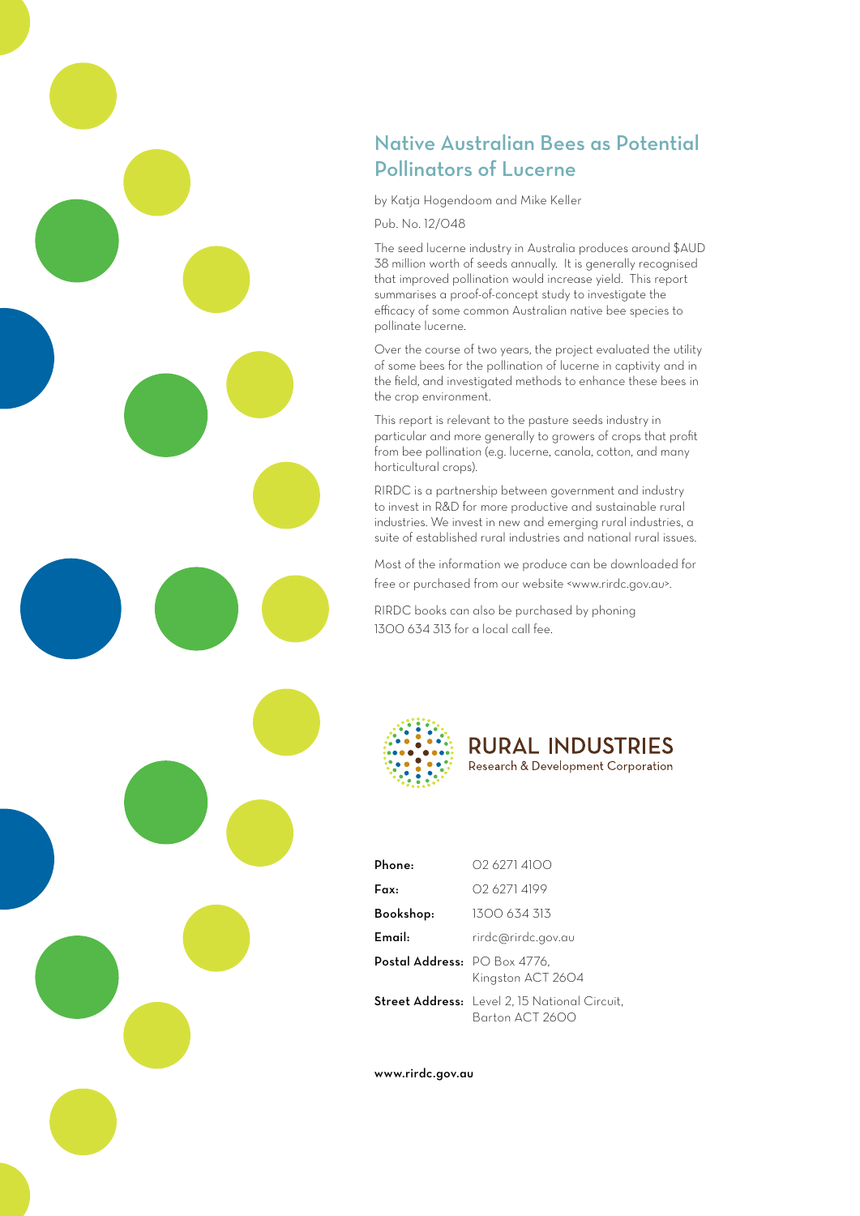# Native Australian Bees as Potential Pollinators of Lucerne

by Katja Hogendoom and Mike Keller

Pub. No. 12/048

The seed lucerne industry in Australia produces around $AUD 38 million worth of seeds annually. It is generally recognised that improved pollination would increase yield. This report summarises a proof-of-concept study to investigate the efficacy of some common Australian native bee species to pollinate lucerne.

Over the course of two years, the project evaluated the utility of some bees for the pollination of lucerne in captivity and in the field, and investigated methods to enhance these bees in the crop environment.

This report is relevant to the pasture seeds industry in particular and more generally to growers of crops that profit from bee pollination (e.g. lucerne, canola, cotton, and many horticultural crops).

RIRDC is a partnership between government and industry to invest in R&D for more productive and sustainable rural industries. We invest in new and emerging rural industries, a suite of established rural industries and national rural issues.

Most of the information we produce can be downloaded for free or purchased from our website <www.rirdc.gov.au>.

RIRDC books can also be purchased by phoning 1300 634 313 for a local call fee.

**RURAL INDUSTRIES**
Research & Development Corporation

| | |
|---|---|
| **Phone:** | 02 6271 4100 |
| **Fax:** | 02 6271 4199 |
| **Bookshop:** | 1300 634 313 |
| **Email:** | rirdc@rirdc.gov.au |
| **Postal Address:** | PO Box 4776, Kingston ACT 2604 |
| **Street Address:** | Level 2, 15 National Circuit, Barton ACT 2600 |

**www.rirdc.gov.au**